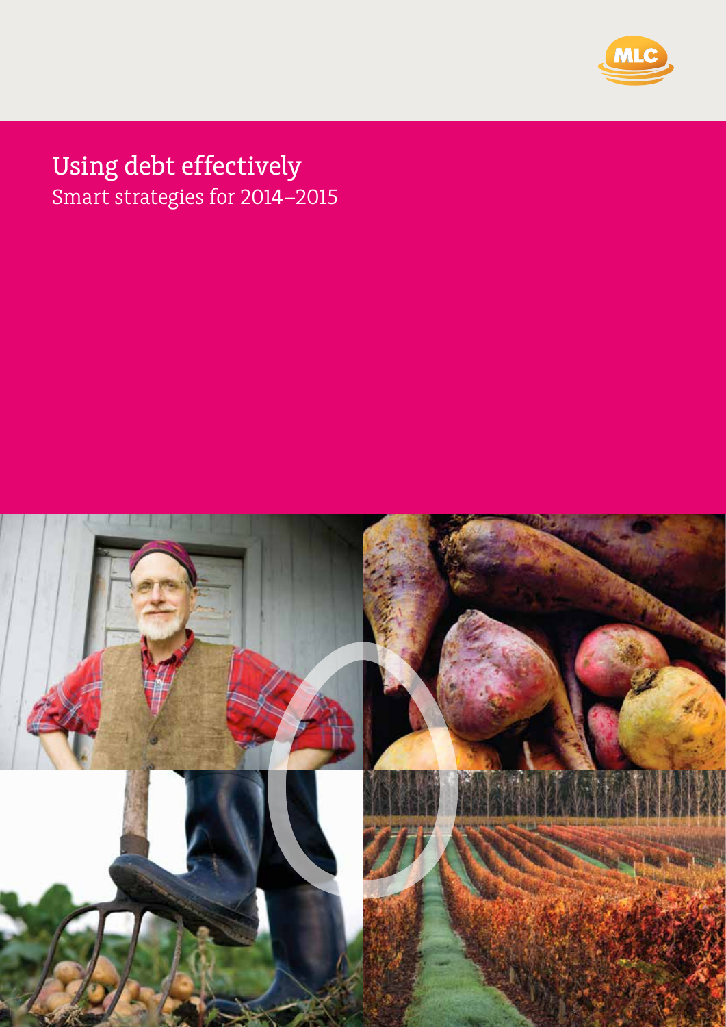MLC

# Using debt effectively

Smart strategies for 2014–2015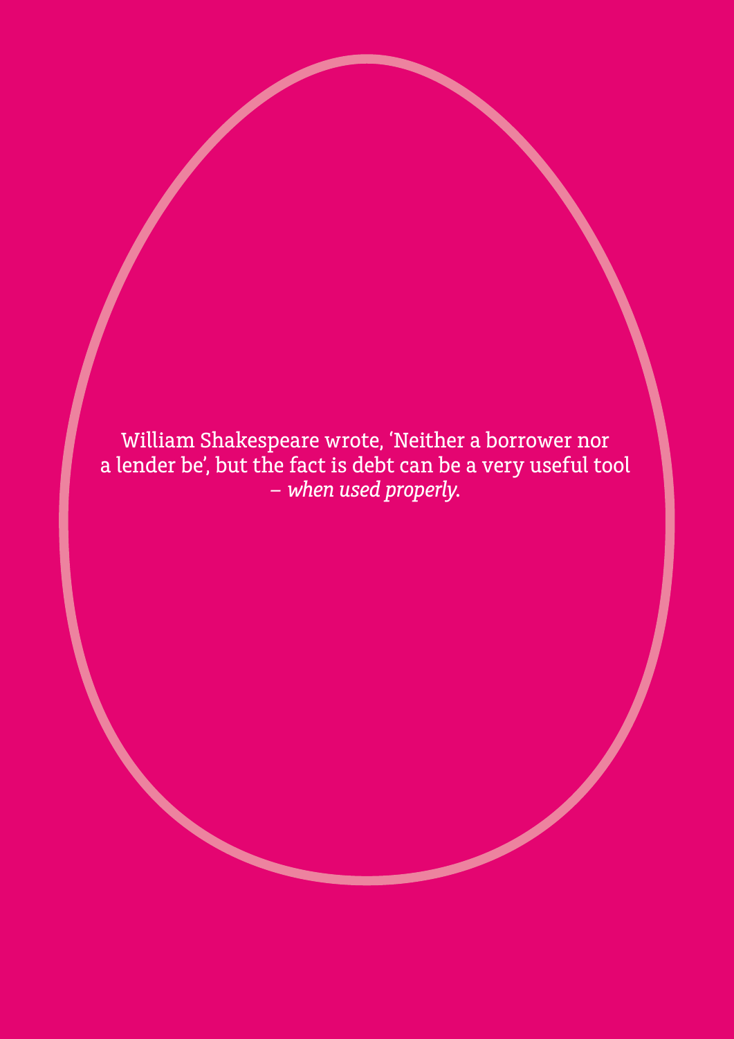William Shakespeare wrote, 'Neither a borrower nor a lender be', but the fact is debt can be a very useful tool – *when used properly*.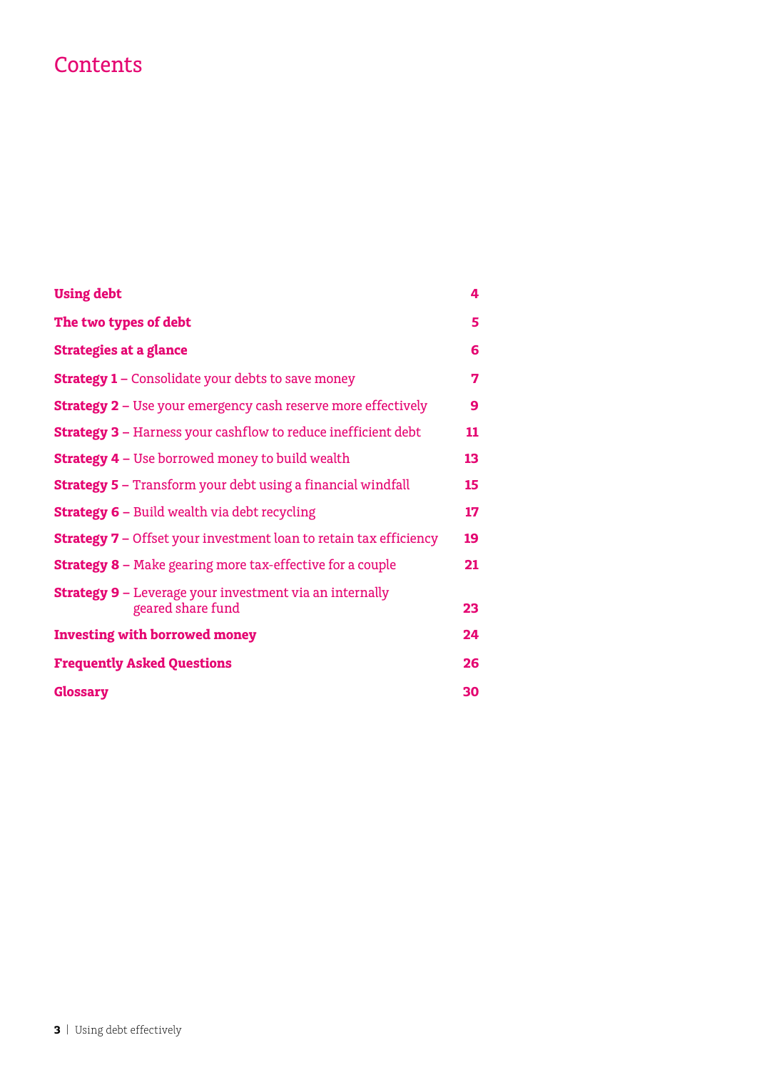# Contents

| | |
|---|---|
| **Using debt** | **4** |
| **The two types of debt** | **5** |
| **Strategies at a glance** | **6** |
| **Strategy 1** – Consolidate your debts to save money | **7** |
| **Strategy 2** – Use your emergency cash reserve more effectively | **9** |
| **Strategy 3** – Harness your cashflow to reduce inefficient debt | **11** |
| **Strategy 4** – Use borrowed money to build wealth | **13** |
| **Strategy 5** – Transform your debt using a financial windfall | **15** |
| **Strategy 6** – Build wealth via debt recycling | **17** |
| **Strategy 7** – Offset your investment loan to retain tax efficiency | **19** |
| **Strategy 8** – Make gearing more tax-effective for a couple | **21** |
| **Strategy 9** – Leverage your investment via an internally geared share fund | **23** |
| **Investing with borrowed money** | **24** |
| **Frequently Asked Questions** | **26** |
| **Glossary** | **30** |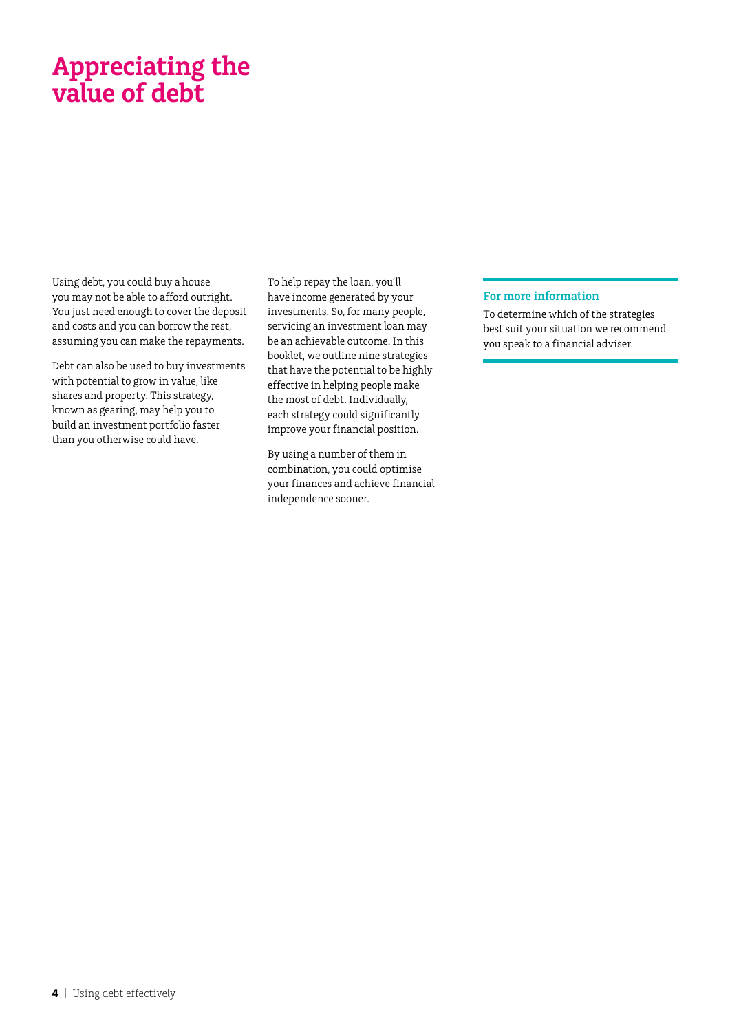# Appreciating the value of debt

Using debt, you could buy a house you may not be able to afford outright. You just need enough to cover the deposit and costs and you can borrow the rest, assuming you can make the repayments.

Debt can also be used to buy investments with potential to grow in value, like shares and property. This strategy, known as gearing, may help you to build an investment portfolio faster than you otherwise could have.

To help repay the loan, you'll have income generated by your investments. So, for many people, servicing an investment loan may be an achievable outcome. In this booklet, we outline nine strategies that have the potential to be highly effective in helping people make the most of debt. Individually, each strategy could significantly improve your financial position.

By using a number of them in combination, you could optimise your finances and achieve financial independence sooner.

### For more information

To determine which of the strategies best suit your situation we recommend you speak to a financial adviser.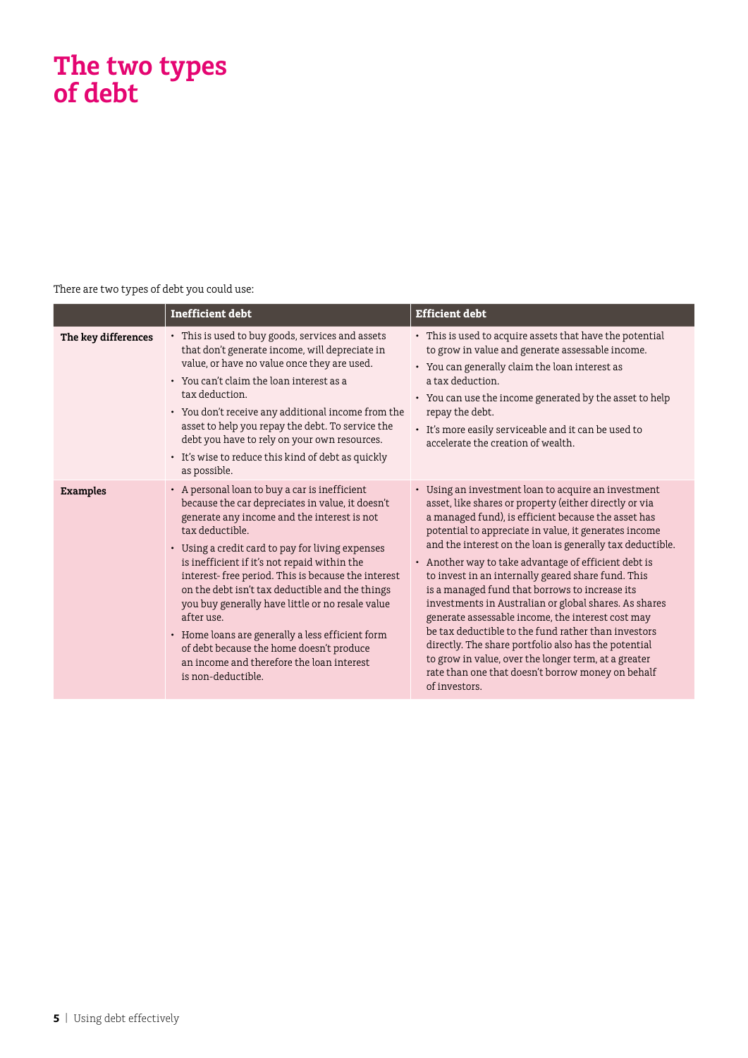# The two types of debt

There are two types of debt you could use:

| | Inefficient debt | Efficient debt |
|---|---|---|
| **The key differences** | • This is used to buy goods, services and assets that don't generate income, will depreciate in value, or have no value once they are used.<br>• You can't claim the loan interest as a tax deduction.<br>• You don't receive any additional income from the asset to help you repay the debt. To service the debt you have to rely on your own resources.<br>• It's wise to reduce this kind of debt as quickly as possible. | • This is used to acquire assets that have the potential to grow in value and generate assessable income.<br>• You can generally claim the loan interest as a tax deduction.<br>• You can use the income generated by the asset to help repay the debt.<br>• It's more easily serviceable and it can be used to accelerate the creation of wealth. |
| **Examples** | • A personal loan to buy a car is inefficient because the car depreciates in value, it doesn't generate any income and the interest is not tax deductible.<br>• Using a credit card to pay for living expenses is inefficient if it's not repaid within the interest- free period. This is because the interest on the debt isn't tax deductible and the things you buy generally have little or no resale value after use.<br>• Home loans are generally a less efficient form of debt because the home doesn't produce an income and therefore the loan interest is non-deductible. | • Using an investment loan to acquire an investment asset, like shares or property (either directly or via a managed fund), is efficient because the asset has potential to appreciate in value, it generates income and the interest on the loan is generally tax deductible.<br>• Another way to take advantage of efficient debt is to invest in an internally geared share fund. This is a managed fund that borrows to increase its investments in Australian or global shares. As shares generate assessable income, the interest cost may be tax deductible to the fund rather than investors directly. The share portfolio also has the potential to grow in value, over the longer term, at a greater rate than one that doesn't borrow money on behalf of investors. |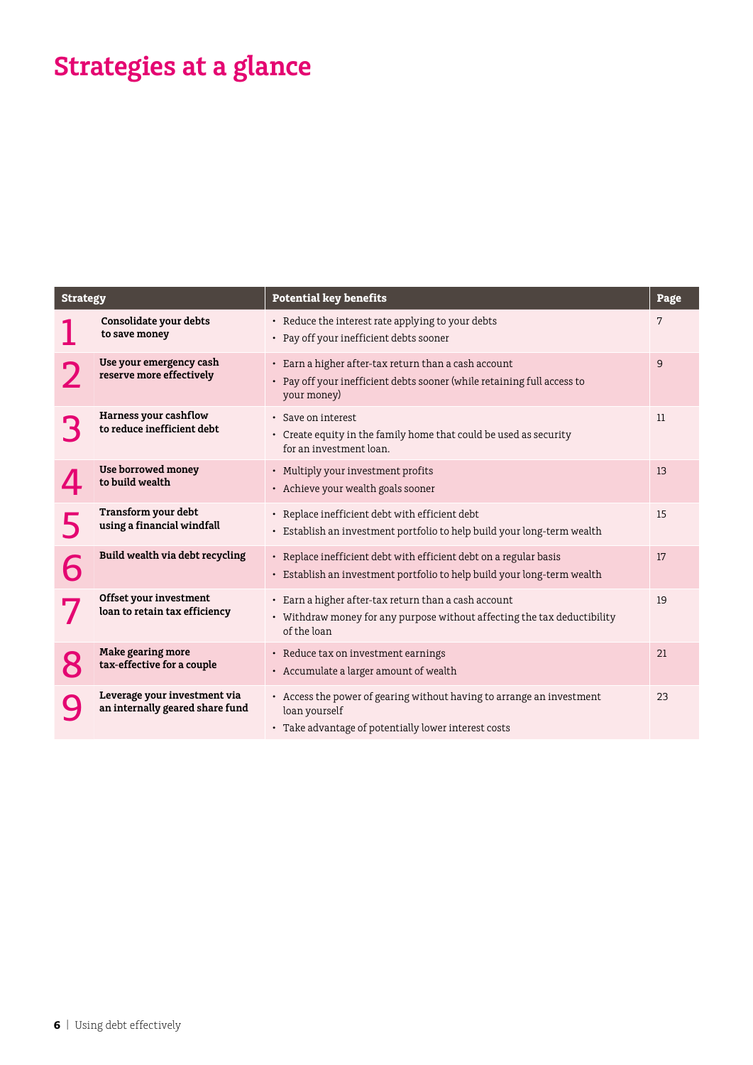# Strategies at a glance

| Strategy | | Potential key benefits | Page |
|---|---|---|---|
| 1 | **Consolidate your debts to save money** | • Reduce the interest rate applying to your debts<br>• Pay off your inefficient debts sooner | 7 |
| 2 | **Use your emergency cash reserve more effectively** | • Earn a higher after-tax return than a cash account<br>• Pay off your inefficient debts sooner (while retaining full access to your money) | 9 |
| 3 | **Harness your cashflow to reduce inefficient debt** | • Save on interest<br>• Create equity in the family home that could be used as security for an investment loan. | 11 |
| 4 | **Use borrowed money to build wealth** | • Multiply your investment profits<br>• Achieve your wealth goals sooner | 13 |
| 5 | **Transform your debt using a financial windfall** | • Replace inefficient debt with efficient debt<br>• Establish an investment portfolio to help build your long-term wealth | 15 |
| 6 | **Build wealth via debt recycling** | • Replace inefficient debt with efficient debt on a regular basis<br>• Establish an investment portfolio to help build your long-term wealth | 17 |
| 7 | **Offset your investment loan to retain tax efficiency** | • Earn a higher after-tax return than a cash account<br>• Withdraw money for any purpose without affecting the tax deductibility of the loan | 19 |
| 8 | **Make gearing more tax-effective for a couple** | • Reduce tax on investment earnings<br>• Accumulate a larger amount of wealth | 21 |
| 9 | **Leverage your investment via an internally geared share fund** | • Access the power of gearing without having to arrange an investment loan yourself<br>• Take advantage of potentially lower interest costs | 23 |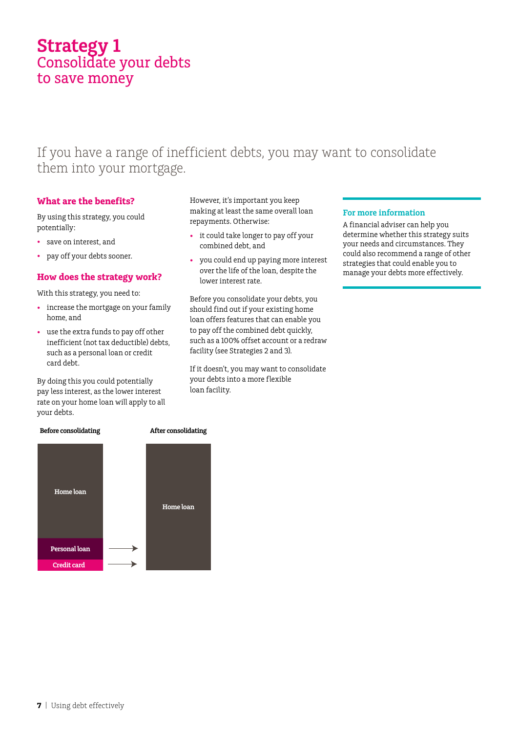# Strategy 1
## Consolidate your debts to save money

If you have a range of inefficient debts, you may want to consolidate them into your mortgage.

### What are the benefits?

By using this strategy, you could potentially:

- save on interest, and
- pay off your debts sooner.

### How does the strategy work?

With this strategy, you need to:

- increase the mortgage on your family home, and
- use the extra funds to pay off other inefficient (not tax deductible) debts, such as a personal loan or credit card debt.

By doing this you could potentially pay less interest, as the lower interest rate on your home loan will apply to all your debts.

However, it's important you keep making at least the same overall loan repayments. Otherwise:

- it could take longer to pay off your combined debt, and
- you could end up paying more interest over the life of the loan, despite the lower interest rate.

Before you consolidate your debts, you should find out if your existing home loan offers features that can enable you to pay off the combined debt quickly, such as a 100% offset account or a redraw facility (see Strategies 2 and 3).

If it doesn't, you may want to consolidate your debts into a more flexible loan facility.

### For more information

A financial adviser can help you determine whether this strategy suits your needs and circumstances. They could also recommend a range of other strategies that could enable you to manage your debts more effectively.

**Before consolidating**

- Home loan
- Personal loan →
- Credit card →

**After consolidating**

- Home loan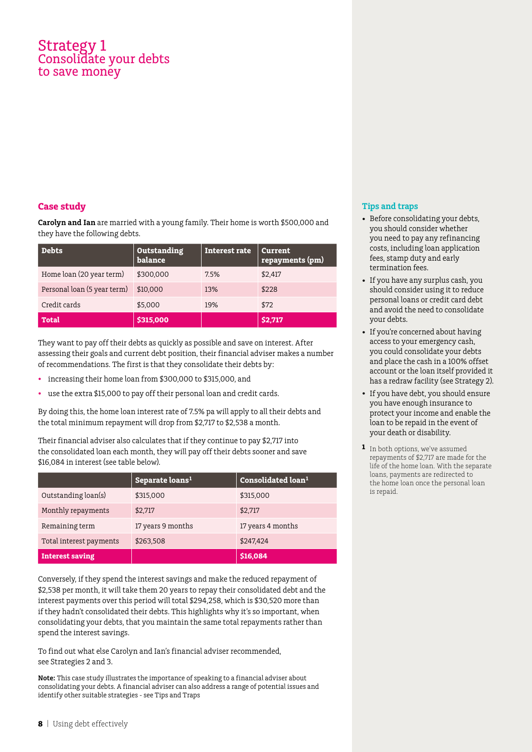# Strategy 1
## Consolidate your debts to save money

### Case study

**Carolyn and Ian** are married with a young family. Their home is worth $500,000 and they have the following debts.

| Debts | Outstanding balance | Interest rate | Current repayments (pm) |
|---|---|---|---|
| Home loan (20 year term) | $300,000 | 7.5% | $2,417 |
| Personal loan (5 year term) | $10,000 | 13% | $228 |
| Credit cards | $5,000 | 19% | $72 |
| **Total** | **$315,000** | | **$2,717** |

They want to pay off their debts as quickly as possible and save on interest. After assessing their goals and current debt position, their financial adviser makes a number of recommendations. The first is that they consolidate their debts by:

- increasing their home loan from $300,000 to $315,000, and
- use the extra $15,000 to pay off their personal loan and credit cards.

By doing this, the home loan interest rate of 7.5% pa will apply to all their debts and the total minimum repayment will drop from $2,717 to $2,538 a month.

Their financial adviser also calculates that if they continue to pay $2,717 into the consolidated loan each month, they will pay off their debts sooner and save $16,084 in interest (see table below).

| | Separate loans[1] | Consolidated loan[1] |
|---|---|---|
| Outstanding loan(s) | $315,000 | $315,000 |
| Monthly repayments | $2,717 | $2,717 |
| Remaining term | 17 years 9 months | 17 years 4 months |
| Total interest payments | $263,508 | $247,424 |
| **Interest saving** | | **$16,084** |

Conversely, if they spend the interest savings and make the reduced repayment of $2,538 per month, it will take them 20 years to repay their consolidated debt and the interest payments over this period will total $294,258, which is $30,520 more than if they hadn't consolidated their debts. This highlights why it's so important, when consolidating your debts, that you maintain the same total repayments rather than spend the interest savings.

To find out what else Carolyn and Ian's financial adviser recommended, see Strategies 2 and 3.

**Note:** This case study illustrates the importance of speaking to a financial adviser about consolidating your debts. A financial adviser can also address a range of potential issues and identify other suitable strategies - see Tips and Traps

### Tips and traps

- Before consolidating your debts, you should consider whether you need to pay any refinancing costs, including loan application fees, stamp duty and early termination fees.
- If you have any surplus cash, you should consider using it to reduce personal loans or credit card debt and avoid the need to consolidate your debts.
- If you're concerned about having access to your emergency cash, you could consolidate your debts and place the cash in a 100% offset account or the loan itself provided it has a redraw facility (see Strategy 2).
- If you have debt, you should ensure you have enough insurance to protect your income and enable the loan to be repaid in the event of your death or disability.

[1] In both options, we've assumed repayments of $2,717 are made for the life of the home loan. With the separate loans, payments are redirected to the home loan once the personal loan is repaid.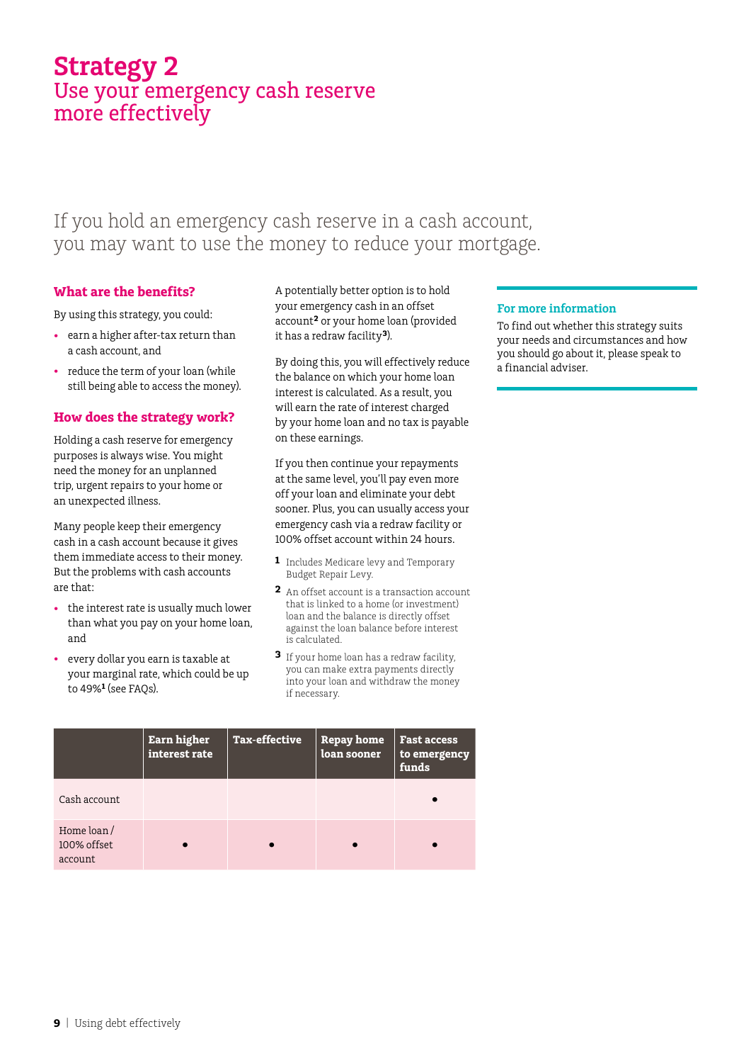# Strategy 2
## Use your emergency cash reserve more effectively

If you hold an emergency cash reserve in a cash account, you may want to use the money to reduce your mortgage.

### What are the benefits?

By using this strategy, you could:

- earn a higher after-tax return than a cash account, and
- reduce the term of your loan (while still being able to access the money).

### How does the strategy work?

Holding a cash reserve for emergency purposes is always wise. You might need the money for an unplanned trip, urgent repairs to your home or an unexpected illness.

Many people keep their emergency cash in a cash account because it gives them immediate access to their money. But the problems with cash accounts are that:

- the interest rate is usually much lower than what you pay on your home loan, and
- every dollar you earn is taxable at your marginal rate, which could be up to 49%[1] (see FAQs).

A potentially better option is to hold your emergency cash in an offset account[2] or your home loan (provided it has a redraw facility[3]).

By doing this, you will effectively reduce the balance on which your home loan interest is calculated. As a result, you will earn the rate of interest charged by your home loan and no tax is payable on these earnings.

If you then continue your repayments at the same level, you'll pay even more off your loan and eliminate your debt sooner. Plus, you can usually access your emergency cash via a redraw facility or 100% offset account within 24 hours.

1 Includes Medicare levy and Temporary Budget Repair Levy.

2 An offset account is a transaction account that is linked to a home (or investment) loan and the balance is directly offset against the loan balance before interest is calculated.

3 If your home loan has a redraw facility, you can make extra payments directly into your loan and withdraw the money if necessary.

### For more information

To find out whether this strategy suits your needs and circumstances and how you should go about it, please speak to a financial adviser.

| | Earn higher interest rate | Tax-effective | Repay home loan sooner | Fast access to emergency funds |
|---|---|---|---|---|
| Cash account | | | | • |
| Home loan / 100% offset account | • | • | • | • |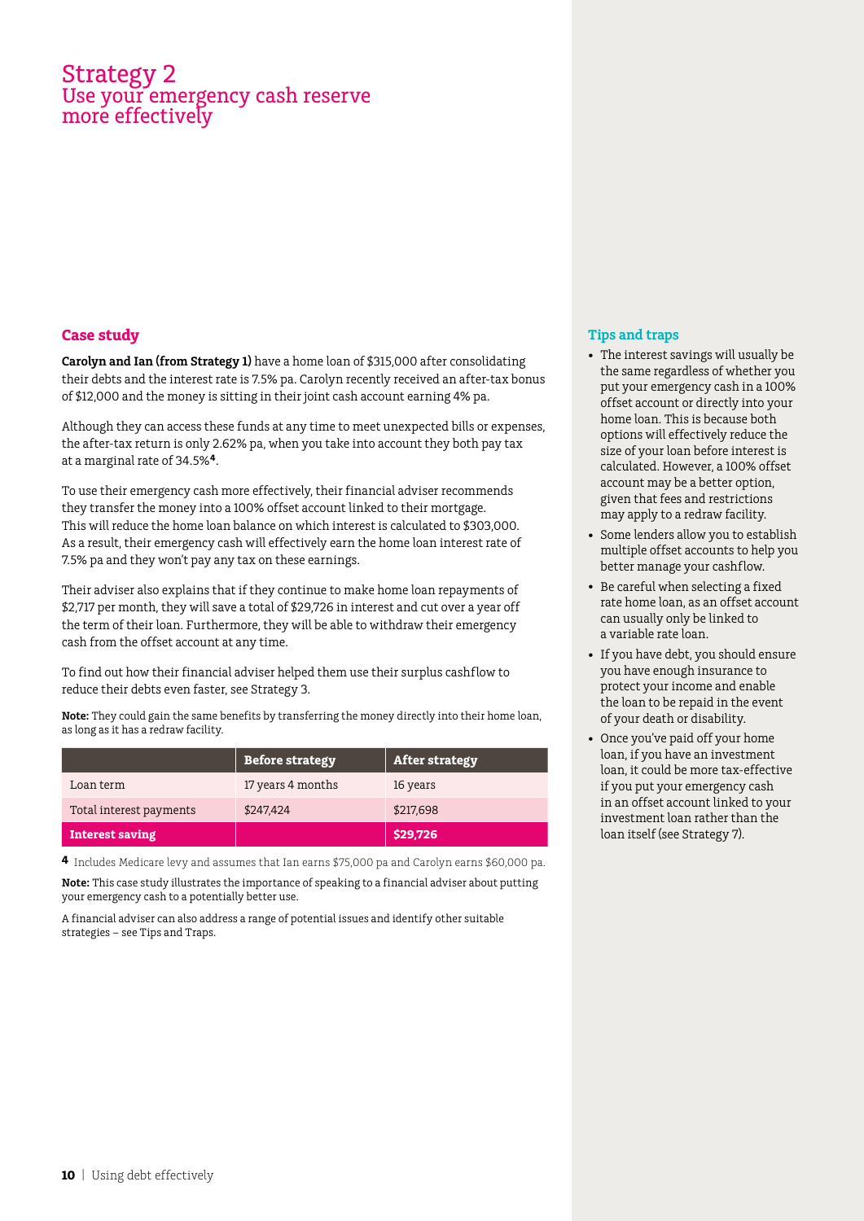# Strategy 2

## Use your emergency cash reserve more effectively

### Case study

**Carolyn and Ian (from Strategy 1)** have a home loan of $315,000 after consolidating their debts and the interest rate is 7.5% pa. Carolyn recently received an after-tax bonus of $12,000 and the money is sitting in their joint cash account earning 4% pa.

Although they can access these funds at any time to meet unexpected bills or expenses, the after-tax return is only 2.62% pa, when you take into account they both pay tax at a marginal rate of 34.5%[4].

To use their emergency cash more effectively, their financial adviser recommends they transfer the money into a 100% offset account linked to their mortgage. This will reduce the home loan balance on which interest is calculated to $303,000. As a result, their emergency cash will effectively earn the home loan interest rate of 7.5% pa and they won't pay any tax on these earnings.

Their adviser also explains that if they continue to make home loan repayments of $2,717 per month, they will save a total of $29,726 in interest and cut over a year off the term of their loan. Furthermore, they will be able to withdraw their emergency cash from the offset account at any time.

To find out how their financial adviser helped them use their surplus cashflow to reduce their debts even faster, see Strategy 3.

**Note:** They could gain the same benefits by transferring the money directly into their home loan, as long as it has a redraw facility.

| | Before strategy | After strategy |
|---|---|---|
| Loan term | 17 years 4 months | 16 years |
| Total interest payments | $247,424 | $217,698 |
| **Interest saving** | | **$29,726** |

[4] Includes Medicare levy and assumes that Ian earns $75,000 pa and Carolyn earns $60,000 pa.

**Note:** This case study illustrates the importance of speaking to a financial adviser about putting your emergency cash to a potentially better use.

A financial adviser can also address a range of potential issues and identify other suitable strategies – see Tips and Traps.

### Tips and traps

- The interest savings will usually be the same regardless of whether you put your emergency cash in a 100% offset account or directly into your home loan. This is because both options will effectively reduce the size of your loan before interest is calculated. However, a 100% offset account may be a better option, given that fees and restrictions may apply to a redraw facility.
- Some lenders allow you to establish multiple offset accounts to help you better manage your cashflow.
- Be careful when selecting a fixed rate home loan, as an offset account can usually only be linked to a variable rate loan.
- If you have debt, you should ensure you have enough insurance to protect your income and enable the loan to be repaid in the event of your death or disability.
- Once you've paid off your home loan, if you have an investment loan, it could be more tax-effective if you put your emergency cash in an offset account linked to your investment loan rather than the loan itself (see Strategy 7).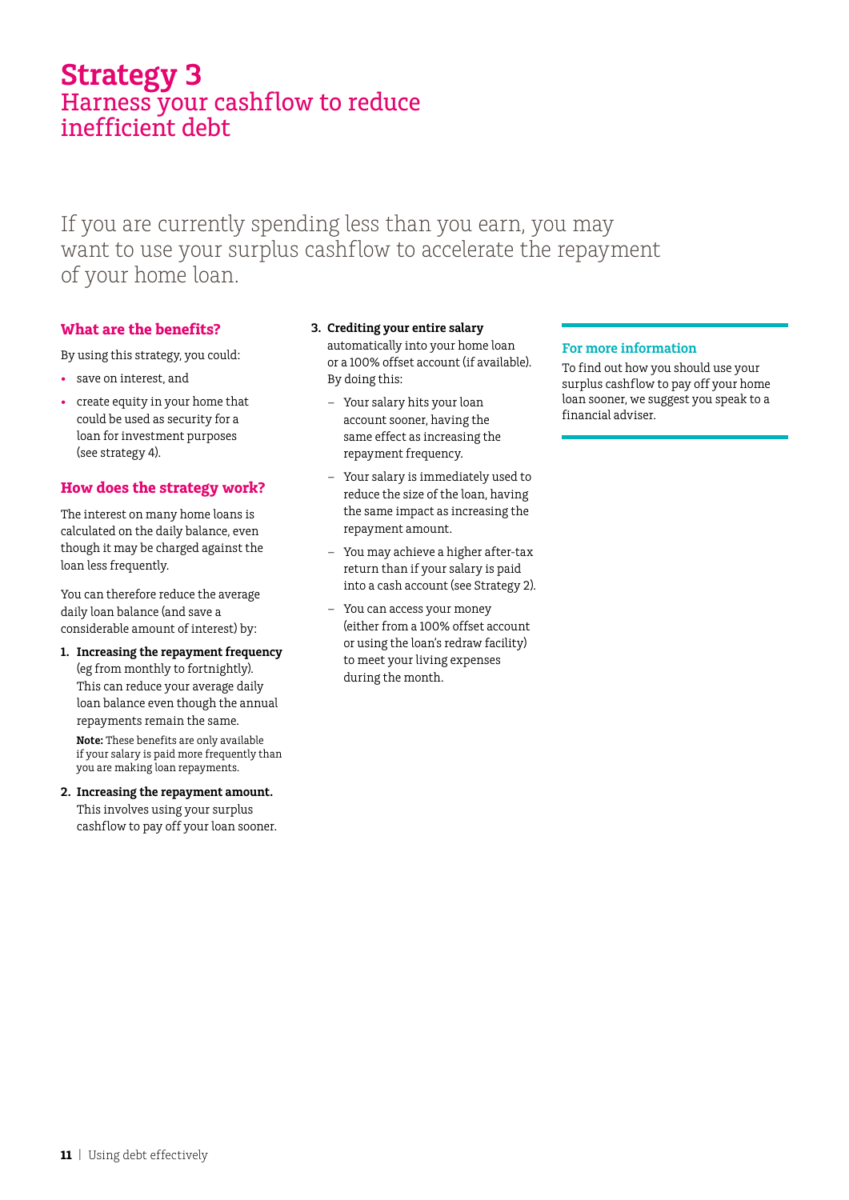# Strategy 3
## Harness your cashflow to reduce inefficient debt

If you are currently spending less than you earn, you may want to use your surplus cashflow to accelerate the repayment of your home loan.

### What are the benefits?

By using this strategy, you could:

- save on interest, and
- create equity in your home that could be used as security for a loan for investment purposes (see strategy 4).

### How does the strategy work?

The interest on many home loans is calculated on the daily balance, even though it may be charged against the loan less frequently.

You can therefore reduce the average daily loan balance (and save a considerable amount of interest) by:

1. **Increasing the repayment frequency** (eg from monthly to fortnightly). This can reduce your average daily loan balance even though the annual repayments remain the same.

   **Note:** These benefits are only available if your salary is paid more frequently than you are making loan repayments.

2. **Increasing the repayment amount.** This involves using your surplus cashflow to pay off your loan sooner.

3. **Crediting your entire salary** automatically into your home loan or a 100% offset account (if available). By doing this:
   - Your salary hits your loan account sooner, having the same effect as increasing the repayment frequency.
   - Your salary is immediately used to reduce the size of the loan, having the same impact as increasing the repayment amount.
   - You may achieve a higher after-tax return than if your salary is paid into a cash account (see Strategy 2).
   - You can access your money (either from a 100% offset account or using the loan's redraw facility) to meet your living expenses during the month.

### For more information

To find out how you should use your surplus cashflow to pay off your home loan sooner, we suggest you speak to a financial adviser.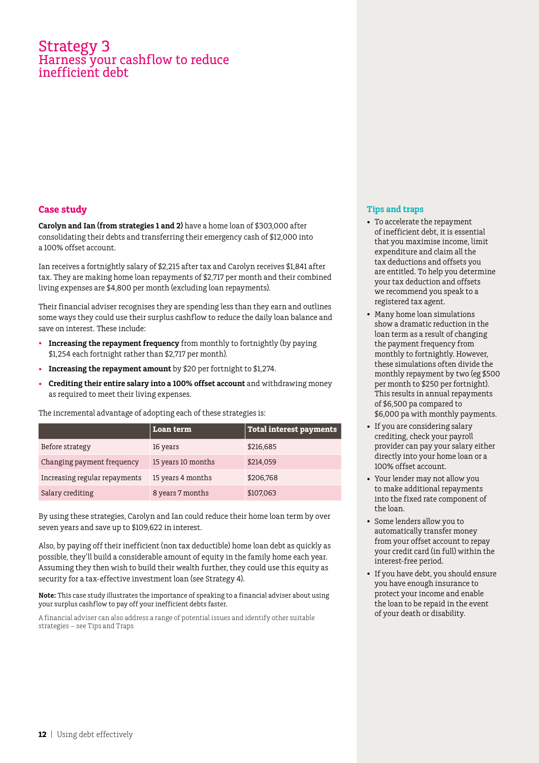# Strategy 3
## Harness your cashflow to reduce inefficient debt

### Case study

**Carolyn and Ian (from strategies 1 and 2)** have a home loan of $303,000 after consolidating their debts and transferring their emergency cash of $12,000 into a 100% offset account.

Ian receives a fortnightly salary of $2,215 after tax and Carolyn receives $1,841 after tax. They are making home loan repayments of $2,717 per month and their combined living expenses are $4,800 per month (excluding loan repayments).

Their financial adviser recognises they are spending less than they earn and outlines some ways they could use their surplus cashflow to reduce the daily loan balance and save on interest. These include:

- **Increasing the repayment frequency** from monthly to fortnightly (by paying $1,254 each fortnight rather than $2,717 per month).
- **Increasing the repayment amount** by $20 per fortnight to $1,274.
- **Crediting their entire salary into a 100% offset account** and withdrawing money as required to meet their living expenses.

The incremental advantage of adopting each of these strategies is:

| | Loan term | Total interest payments |
|---|---|---|
| Before strategy | 16 years | $216,685 |
| Changing payment frequency | 15 years 10 months | $214,059 |
| Increasing regular repayments | 15 years 4 months | $206,768 |
| Salary crediting | 8 years 7 months | $107,063 |

By using these strategies, Carolyn and Ian could reduce their home loan term by over seven years and save up to $109,622 in interest.

Also, by paying off their inefficient (non tax deductible) home loan debt as quickly as possible, they'll build a considerable amount of equity in the family home each year. Assuming they then wish to build their wealth further, they could use this equity as security for a tax-effective investment loan (see Strategy 4).

**Note:** This case study illustrates the importance of speaking to a financial adviser about using your surplus cashflow to pay off your inefficient debts faster.

A financial adviser can also address a range of potential issues and identify other suitable strategies – see Tips and Traps

### Tips and traps

- To accelerate the repayment of inefficient debt, it is essential that you maximise income, limit expenditure and claim all the tax deductions and offsets you are entitled. To help you determine your tax deduction and offsets we recommend you speak to a registered tax agent.
- Many home loan simulations show a dramatic reduction in the loan term as a result of changing the payment frequency from monthly to fortnightly. However, these simulations often divide the monthly repayment by two (eg $500 per month to $250 per fortnight). This results in annual repayments of $6,500 pa compared to $6,000 pa with monthly payments.
- If you are considering salary crediting, check your payroll provider can pay your salary either directly into your home loan or a 100% offset account.
- Your lender may not allow you to make additional repayments into the fixed rate component of the loan.
- Some lenders allow you to automatically transfer money from your offset account to repay your credit card (in full) within the interest-free period.
- If you have debt, you should ensure you have enough insurance to protect your income and enable the loan to be repaid in the event of your death or disability.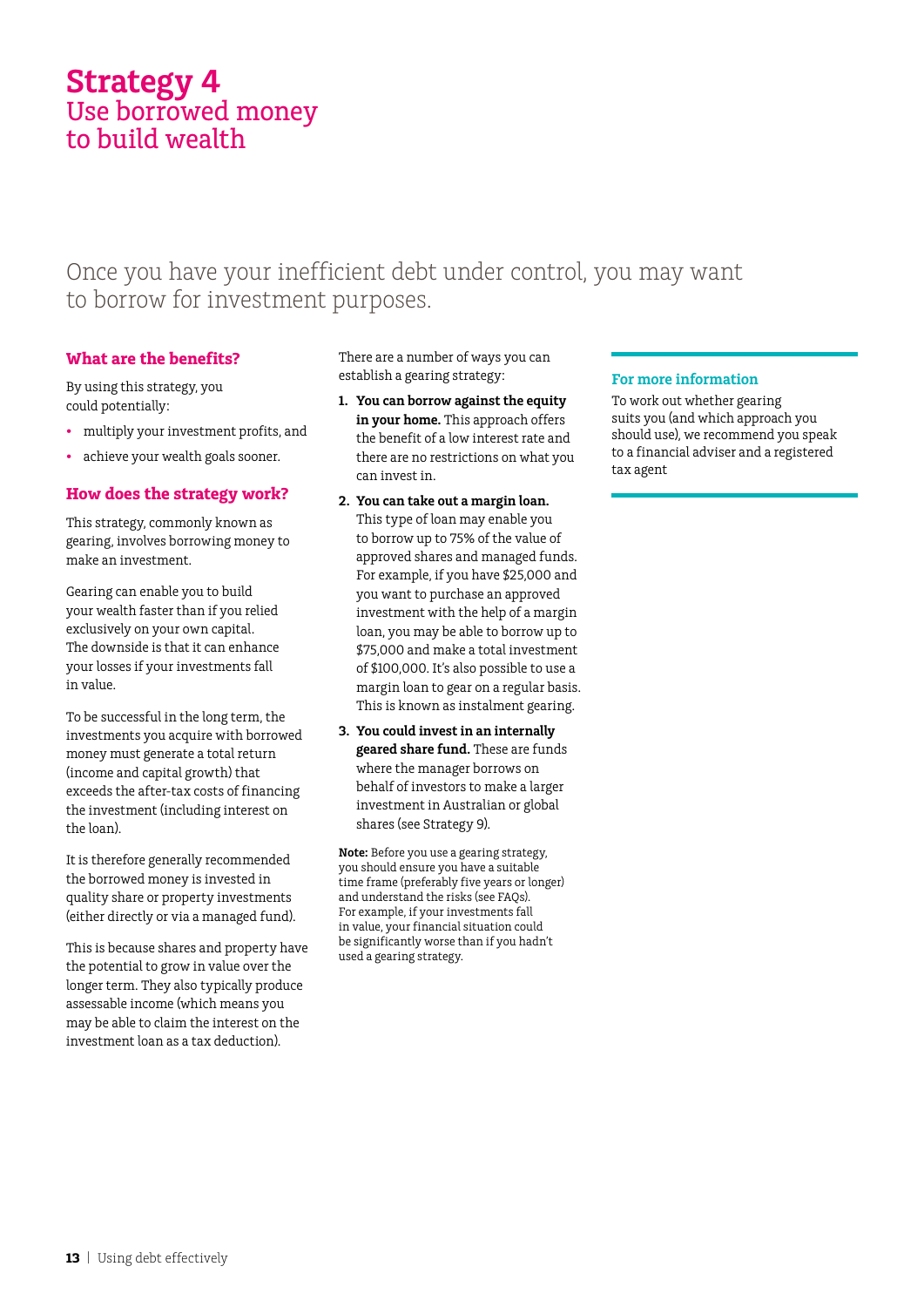# Strategy 4
## Use borrowed money to build wealth

Once you have your inefficient debt under control, you may want to borrow for investment purposes.

### What are the benefits?

By using this strategy, you could potentially:

- multiply your investment profits, and
- achieve your wealth goals sooner.

### How does the strategy work?

This strategy, commonly known as gearing, involves borrowing money to make an investment.

Gearing can enable you to build your wealth faster than if you relied exclusively on your own capital. The downside is that it can enhance your losses if your investments fall in value.

To be successful in the long term, the investments you acquire with borrowed money must generate a total return (income and capital growth) that exceeds the after-tax costs of financing the investment (including interest on the loan).

It is therefore generally recommended the borrowed money is invested in quality share or property investments (either directly or via a managed fund).

This is because shares and property have the potential to grow in value over the longer term. They also typically produce assessable income (which means you may be able to claim the interest on the investment loan as a tax deduction).

There are a number of ways you can establish a gearing strategy:

1. **You can borrow against the equity in your home.** This approach offers the benefit of a low interest rate and there are no restrictions on what you can invest in.
2. **You can take out a margin loan.** This type of loan may enable you to borrow up to 75% of the value of approved shares and managed funds. For example, if you have $25,000 and you want to purchase an approved investment with the help of a margin loan, you may be able to borrow up to $75,000 and make a total investment of $100,000. It's also possible to use a margin loan to gear on a regular basis. This is known as instalment gearing.
3. **You could invest in an internally geared share fund.** These are funds where the manager borrows on behalf of investors to make a larger investment in Australian or global shares (see Strategy 9).

**Note:** Before you use a gearing strategy, you should ensure you have a suitable time frame (preferably five years or longer) and understand the risks (see FAQs). For example, if your investments fall in value, your financial situation could be significantly worse than if you hadn't used a gearing strategy.

### For more information

To work out whether gearing suits you (and which approach you should use), we recommend you speak to a financial adviser and a registered tax agent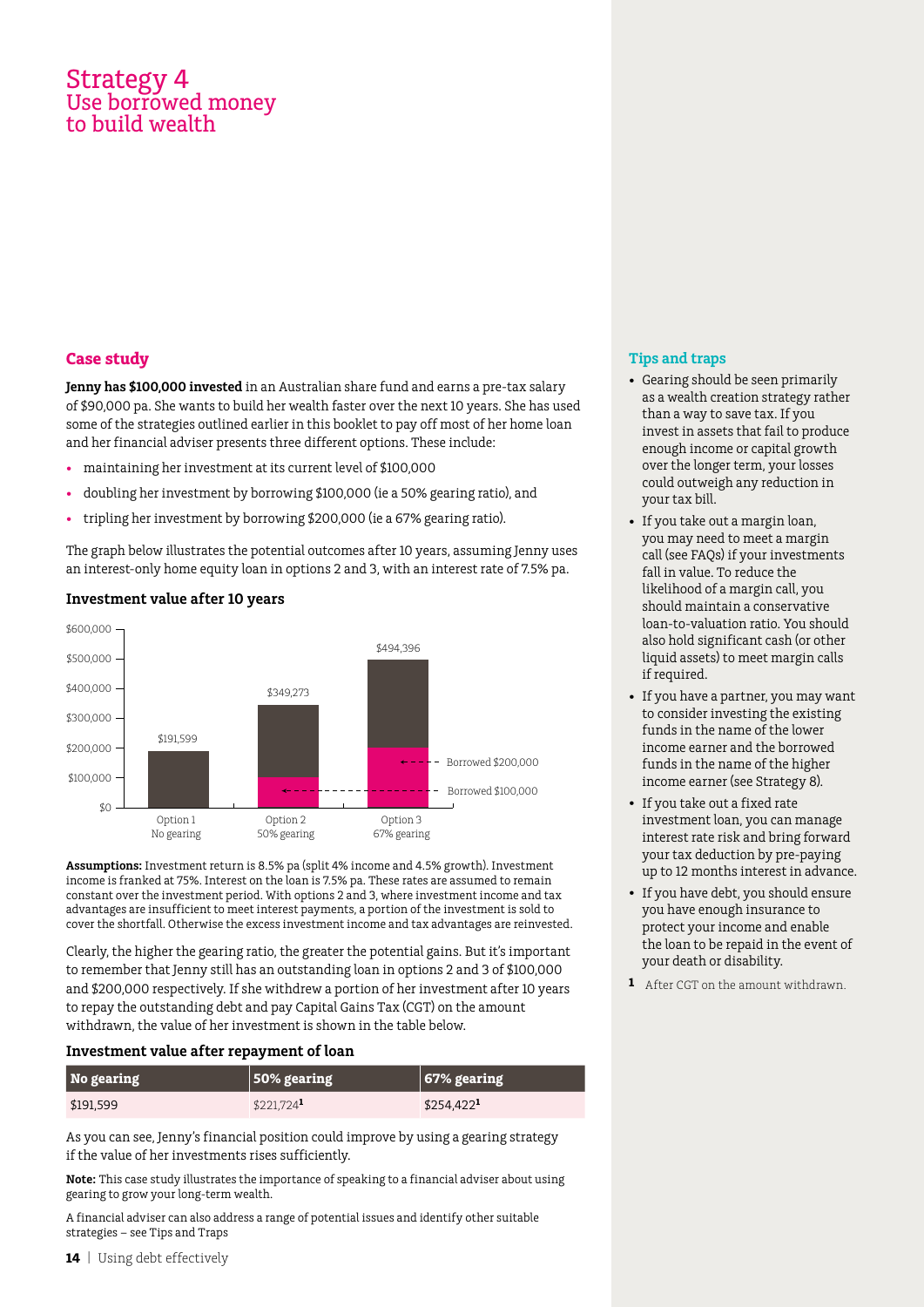# Strategy 4
## Use borrowed money to build wealth

### Case study

**Jenny has $100,000 invested** in an Australian share fund and earns a pre-tax salary of $90,000 pa. She wants to build her wealth faster over the next 10 years. She has used some of the strategies outlined earlier in this booklet to pay off most of her home loan and her financial adviser presents three different options. These include:

- maintaining her investment at its current level of $100,000
- doubling her investment by borrowing $100,000 (ie a 50% gearing ratio), and
- tripling her investment by borrowing $200,000 (ie a 67% gearing ratio).

The graph below illustrates the potential outcomes after 10 years, assuming Jenny uses an interest-only home equity loan in options 2 and 3, with an interest rate of 7.5% pa.

#### Investment value after 10 years

| | Option 1 No gearing | Option 2 50% gearing | Option 3 67% gearing |
|---|---|---|---|
| Investment value | $191,599 | $349,273 | $494,396 |
| Borrowed | – | $100,000 | $200,000 |

**Assumptions:** Investment return is 8.5% pa (split 4% income and 4.5% growth). Investment income is franked at 75%. Interest on the loan is 7.5% pa. These rates are assumed to remain constant over the investment period. With options 2 and 3, where investment income and tax advantages are insufficient to meet interest payments, a portion of the investment is sold to cover the shortfall. Otherwise the excess investment income and tax advantages are reinvested.

Clearly, the higher the gearing ratio, the greater the potential gains. But it's important to remember that Jenny still has an outstanding loan in options 2 and 3 of $100,000 and $200,000 respectively. If she withdrew a portion of her investment after 10 years to repay the outstanding debt and pay Capital Gains Tax (CGT) on the amount withdrawn, the value of her investment is shown in the table below.

#### Investment value after repayment of loan

| No gearing | 50% gearing | 67% gearing |
|---|---|---|
| $191,599 | $221,724[1] | $254,422[1] |

As you can see, Jenny's financial position could improve by using a gearing strategy if the value of her investments rises sufficiently.

**Note:** This case study illustrates the importance of speaking to a financial adviser about using gearing to grow your long-term wealth.

A financial adviser can also address a range of potential issues and identify other suitable strategies – see Tips and Traps

### Tips and traps

- Gearing should be seen primarily as a wealth creation strategy rather than a way to save tax. If you invest in assets that fail to produce enough income or capital growth over the longer term, your losses could outweigh any reduction in your tax bill.
- If you take out a margin loan, you may need to meet a margin call (see FAQs) if your investments fall in value. To reduce the likelihood of a margin call, you should maintain a conservative loan-to-valuation ratio. You should also hold significant cash (or other liquid assets) to meet margin calls if required.
- If you have a partner, you may want to consider investing the existing funds in the name of the lower income earner and the borrowed funds in the name of the higher income earner (see Strategy 8).
- If you take out a fixed rate investment loan, you can manage interest rate risk and bring forward your tax deduction by pre-paying up to 12 months interest in advance.
- If you have debt, you should ensure you have enough insurance to protect your income and enable the loan to be repaid in the event of your death or disability.

[1] After CGT on the amount withdrawn.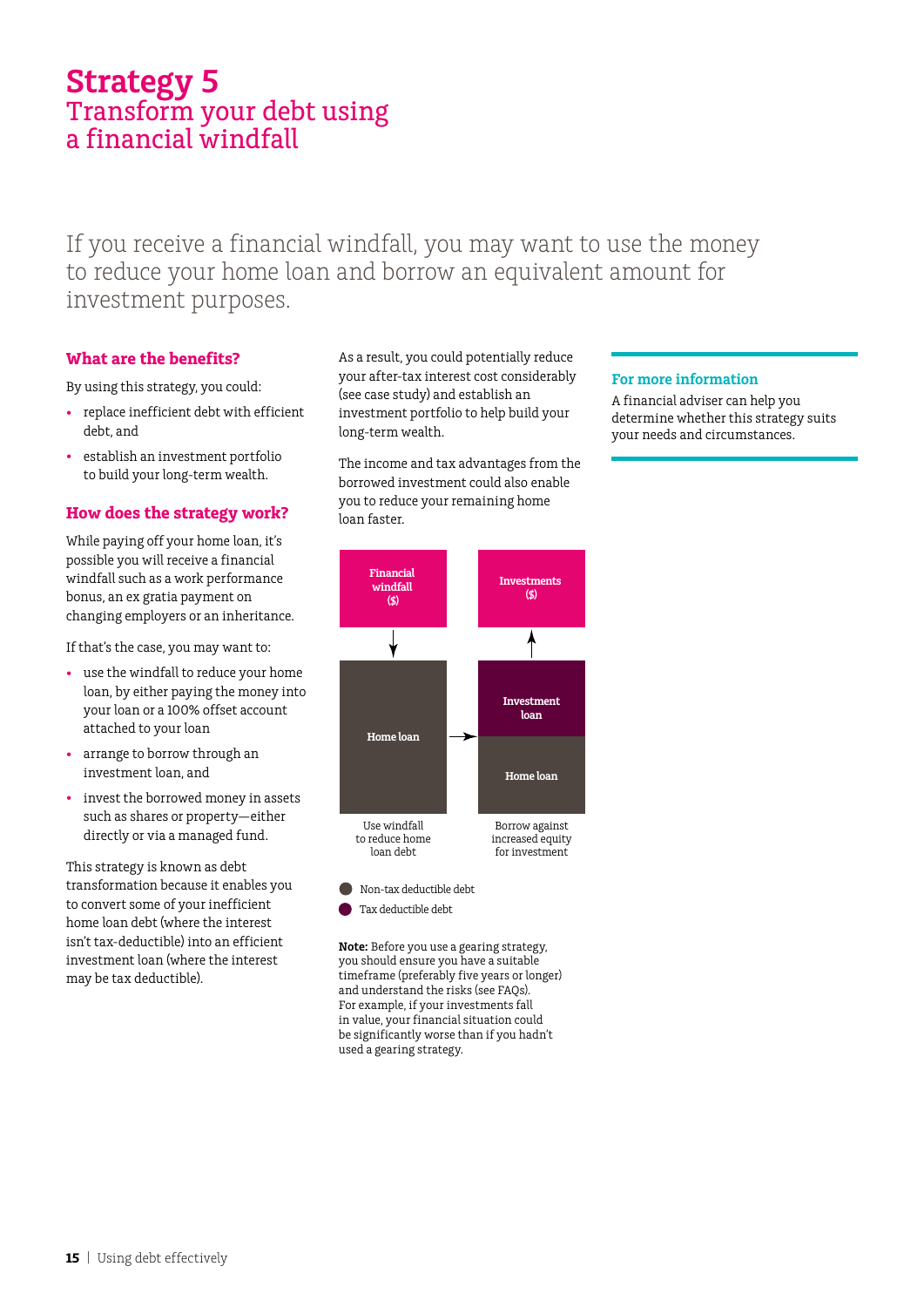# Strategy 5
## Transform your debt using a financial windfall

If you receive a financial windfall, you may want to use the money to reduce your home loan and borrow an equivalent amount for investment purposes.

### What are the benefits?

By using this strategy, you could:

- replace inefficient debt with efficient debt, and
- establish an investment portfolio to build your long-term wealth.

### How does the strategy work?

While paying off your home loan, it's possible you will receive a financial windfall such as a work performance bonus, an ex gratia payment on changing employers or an inheritance.

If that's the case, you may want to:

- use the windfall to reduce your home loan, by either paying the money into your loan or a 100% offset account attached to your loan
- arrange to borrow through an investment loan, and
- invest the borrowed money in assets such as shares or property—either directly or via a managed fund.

This strategy is known as debt transformation because it enables you to convert some of your inefficient home loan debt (where the interest isn't tax-deductible) into an efficient investment loan (where the interest may be tax deductible).

As a result, you could potentially reduce your after-tax interest cost considerably (see case study) and establish an investment portfolio to help build your long-term wealth.

The income and tax advantages from the borrowed investment could also enable you to reduce your remaining home loan faster.

Financial windfall ($) → Home loan → Investment loan / Home loan → Investments ($)

Use windfall to reduce home loan debt

Borrow against increased equity for investment

- Non-tax deductible debt
- Tax deductible debt

**Note:** Before you use a gearing strategy, you should ensure you have a suitable timeframe (preferably five years or longer) and understand the risks (see FAQs). For example, if your investments fall in value, your financial situation could be significantly worse than if you hadn't used a gearing strategy.

### For more information

A financial adviser can help you determine whether this strategy suits your needs and circumstances.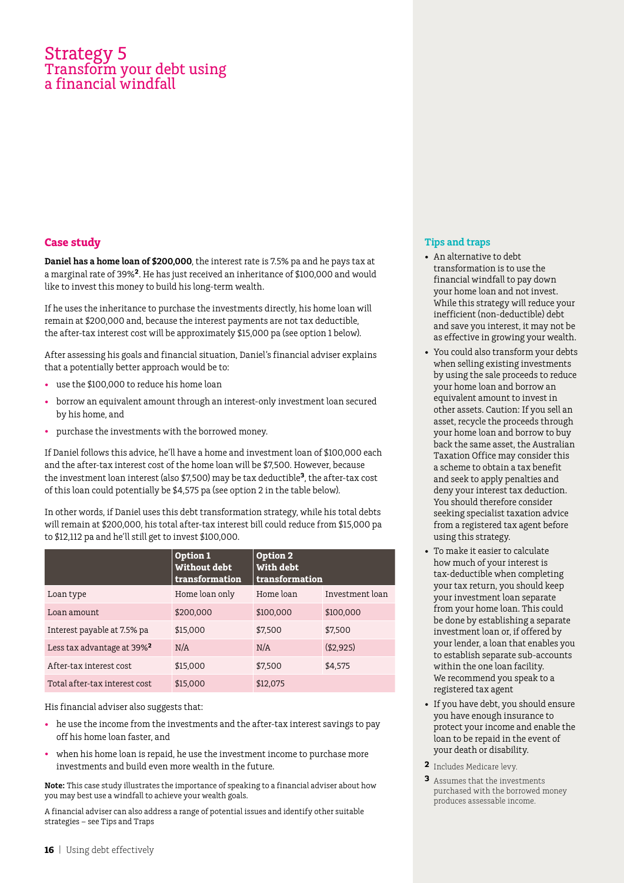# Strategy 5
## Transform your debt using a financial windfall

### Case study

**Daniel has a home loan of $200,000**, the interest rate is 7.5% pa and he pays tax at a marginal rate of 39%[2]. He has just received an inheritance of $100,000 and would like to invest this money to build his long-term wealth.

If he uses the inheritance to purchase the investments directly, his home loan will remain at $200,000 and, because the interest payments are not tax deductible, the after-tax interest cost will be approximately $15,000 pa (see option 1 below).

After assessing his goals and financial situation, Daniel's financial adviser explains that a potentially better approach would be to:

- use the $100,000 to reduce his home loan
- borrow an equivalent amount through an interest-only investment loan secured by his home, and
- purchase the investments with the borrowed money.

If Daniel follows this advice, he'll have a home and investment loan of $100,000 each and the after-tax interest cost of the home loan will be $7,500. However, because the investment loan interest (also $7,500) may be tax deductible[3], the after-tax cost of this loan could potentially be $4,575 pa (see option 2 in the table below).

In other words, if Daniel uses this debt transformation strategy, while his total debts will remain at $200,000, his total after-tax interest bill could reduce from $15,000 pa to $12,112 pa and he'll still get to invest $100,000.

| | Option 1 Without debt transformation | Option 2 With debt transformation | |
|---|---|---|---|
| Loan type | Home loan only | Home loan | Investment loan |
| Loan amount | $200,000 | $100,000 | $100,000 |
| Interest payable at 7.5% pa | $15,000 | $7,500 | $7,500 |
| Less tax advantage at 39%[2] | N/A | N/A | ($2,925) |
| After-tax interest cost | $15,000 | $7,500 | $4,575 |
| Total after-tax interest cost | $15,000 | $12,075 | |

His financial adviser also suggests that:

- he use the income from the investments and the after-tax interest savings to pay off his home loan faster, and
- when his home loan is repaid, he use the investment income to purchase more investments and build even more wealth in the future.

**Note:** This case study illustrates the importance of speaking to a financial adviser about how you may best use a windfall to achieve your wealth goals.

A financial adviser can also address a range of potential issues and identify other suitable strategies – see Tips and Traps

### Tips and traps

- An alternative to debt transformation is to use the financial windfall to pay down your home loan and not invest. While this strategy will reduce your inefficient (non-deductible) debt and save you interest, it may not be as effective in growing your wealth.
- You could also transform your debts when selling existing investments by using the sale proceeds to reduce your home loan and borrow an equivalent amount to invest in other assets. Caution: If you sell an asset, recycle the proceeds through your home loan and borrow to buy back the same asset, the Australian Taxation Office may consider this a scheme to obtain a tax benefit and seek to apply penalties and deny your interest tax deduction. You should therefore consider seeking specialist taxation advice from a registered tax agent before using this strategy.
- To make it easier to calculate how much of your interest is tax-deductible when completing your tax return, you should keep your investment loan separate from your home loan. This could be done by establishing a separate investment loan or, if offered by your lender, a loan that enables you to establish separate sub-accounts within the one loan facility. We recommend you speak to a registered tax agent
- If you have debt, you should ensure you have enough insurance to protect your income and enable the loan to be repaid in the event of your death or disability.

[2] Includes Medicare levy.

[3] Assumes that the investments purchased with the borrowed money produces assessable income.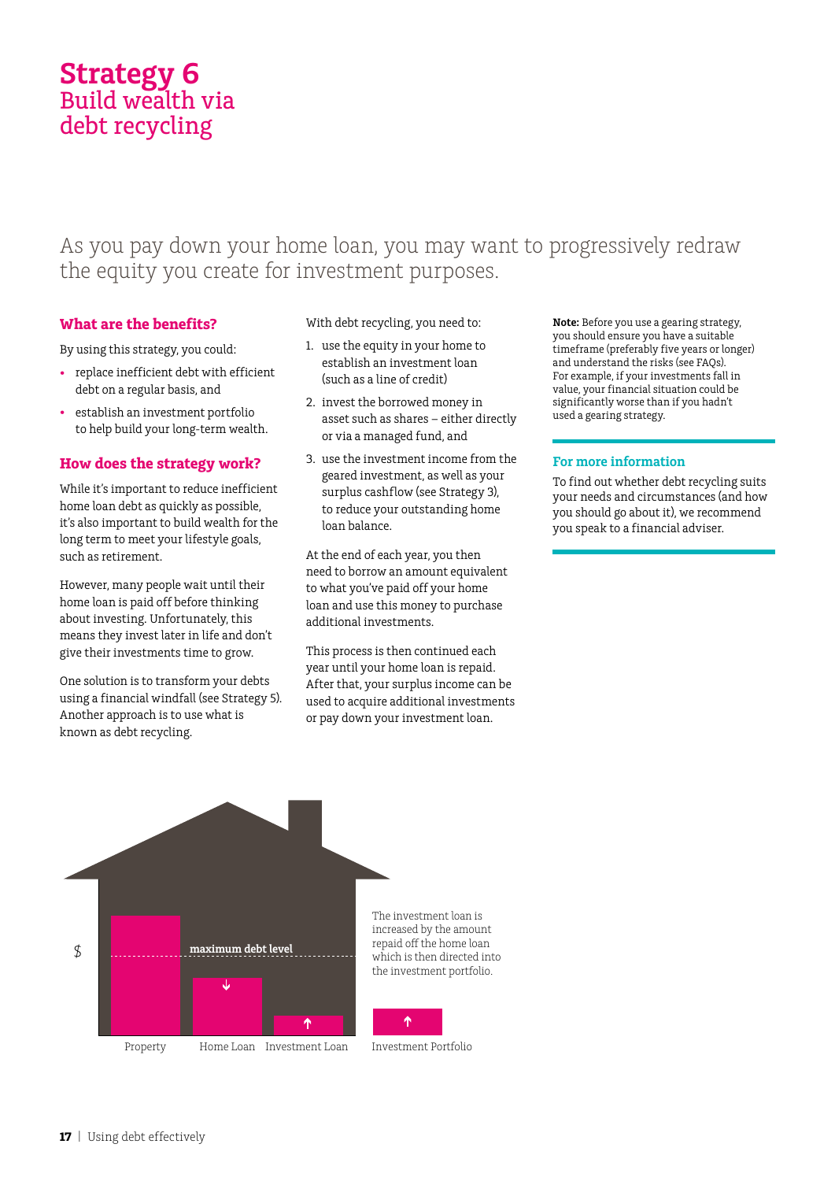# Strategy 6
## Build wealth via debt recycling

As you pay down your home loan, you may want to progressively redraw the equity you create for investment purposes.

### What are the benefits?

By using this strategy, you could:

- replace inefficient debt with efficient debt on a regular basis, and
- establish an investment portfolio to help build your long-term wealth.

### How does the strategy work?

While it's important to reduce inefficient home loan debt as quickly as possible, it's also important to build wealth for the long term to meet your lifestyle goals, such as retirement.

However, many people wait until their home loan is paid off before thinking about investing. Unfortunately, this means they invest later in life and don't give their investments time to grow.

One solution is to transform your debts using a financial windfall (see Strategy 5). Another approach is to use what is known as debt recycling.

With debt recycling, you need to:

1. use the equity in your home to establish an investment loan (such as a line of credit)
2. invest the borrowed money in asset such as shares – either directly or via a managed fund, and
3. use the investment income from the geared investment, as well as your surplus cashflow (see Strategy 3), to reduce your outstanding home loan balance.

At the end of each year, you then need to borrow an amount equivalent to what you've paid off your home loan and use this money to purchase additional investments.

This process is then continued each year until your home loan is repaid. After that, your surplus income can be used to acquire additional investments or pay down your investment loan.

**Note:** Before you use a gearing strategy, you should ensure you have a suitable timeframe (preferably five years or longer) and understand the risks (see FAQs). For example, if your investments fall in value, your financial situation could be significantly worse than if you hadn't used a gearing strategy.

### For more information

To find out whether debt recycling suits your needs and circumstances (and how you should go about it), we recommend you speak to a financial adviser.

$ | maximum debt level | Property | Home Loan | Investment Loan | Investment Portfolio

The investment loan is increased by the amount repaid off the home loan which is then directed into the investment portfolio.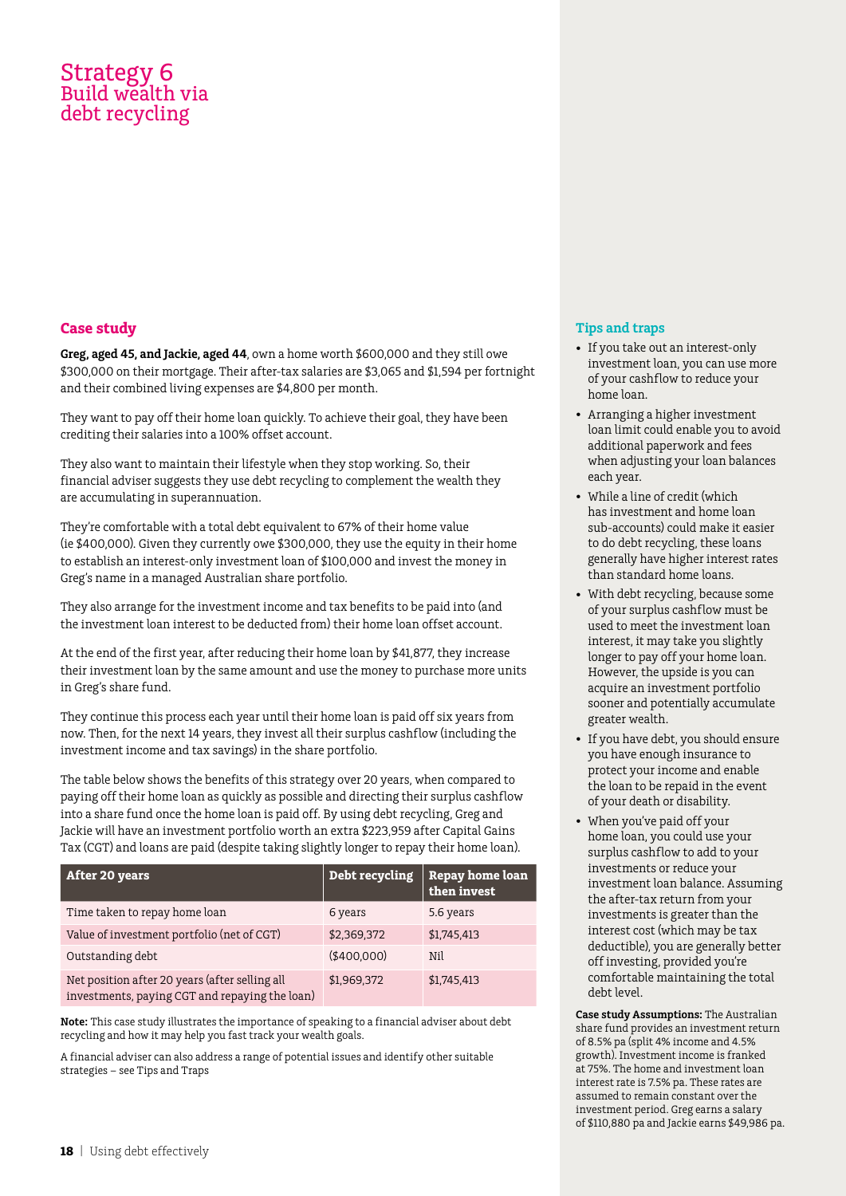# Strategy 6
## Build wealth via debt recycling

### Case study

**Greg, aged 45, and Jackie, aged 44**, own a home worth $600,000 and they still owe $300,000 on their mortgage. Their after-tax salaries are $3,065 and $1,594 per fortnight and their combined living expenses are $4,800 per month.

They want to pay off their home loan quickly. To achieve their goal, they have been crediting their salaries into a 100% offset account.

They also want to maintain their lifestyle when they stop working. So, their financial adviser suggests they use debt recycling to complement the wealth they are accumulating in superannuation.

They're comfortable with a total debt equivalent to 67% of their home value (ie $400,000). Given they currently owe $300,000, they use the equity in their home to establish an interest-only investment loan of $100,000 and invest the money in Greg's name in a managed Australian share portfolio.

They also arrange for the investment income and tax benefits to be paid into (and the investment loan interest to be deducted from) their home loan offset account.

At the end of the first year, after reducing their home loan by $41,877, they increase their investment loan by the same amount and use the money to purchase more units in Greg's share fund.

They continue this process each year until their home loan is paid off six years from now. Then, for the next 14 years, they invest all their surplus cashflow (including the investment income and tax savings) in the share portfolio.

The table below shows the benefits of this strategy over 20 years, when compared to paying off their home loan as quickly as possible and directing their surplus cashflow into a share fund once the home loan is paid off. By using debt recycling, Greg and Jackie will have an investment portfolio worth an extra $223,959 after Capital Gains Tax (CGT) and loans are paid (despite taking slightly longer to repay their home loan).

| After 20 years | Debt recycling | Repay home loan then invest |
|---|---|---|
| Time taken to repay home loan | 6 years | 5.6 years |
| Value of investment portfolio (net of CGT) | $2,369,372 | $1,745,413 |
| Outstanding debt | ($400,000) | Nil |
| Net position after 20 years (after selling all investments, paying CGT and repaying the loan) | $1,969,372 | $1,745,413 |

**Note:** This case study illustrates the importance of speaking to a financial adviser about debt recycling and how it may help you fast track your wealth goals.

A financial adviser can also address a range of potential issues and identify other suitable strategies – see Tips and Traps

### Tips and traps

- If you take out an interest-only investment loan, you can use more of your cashflow to reduce your home loan.
- Arranging a higher investment loan limit could enable you to avoid additional paperwork and fees when adjusting your loan balances each year.
- While a line of credit (which has investment and home loan sub-accounts) could make it easier to do debt recycling, these loans generally have higher interest rates than standard home loans.
- With debt recycling, because some of your surplus cashflow must be used to meet the investment loan interest, it may take you slightly longer to pay off your home loan. However, the upside is you can acquire an investment portfolio sooner and potentially accumulate greater wealth.
- If you have debt, you should ensure you have enough insurance to protect your income and enable the loan to be repaid in the event of your death or disability.
- When you've paid off your home loan, you could use your surplus cashflow to add to your investments or reduce your investment loan balance. Assuming the after-tax return from your investments is greater than the interest cost (which may be tax deductible), you are generally better off investing, provided you're comfortable maintaining the total debt level.

**Case study Assumptions:** The Australian share fund provides an investment return of 8.5% pa (split 4% income and 4.5% growth). Investment income is franked at 75%. The home and investment loan interest rate is 7.5% pa. These rates are assumed to remain constant over the investment period. Greg earns a salary of $110,880 pa and Jackie earns $49,986 pa.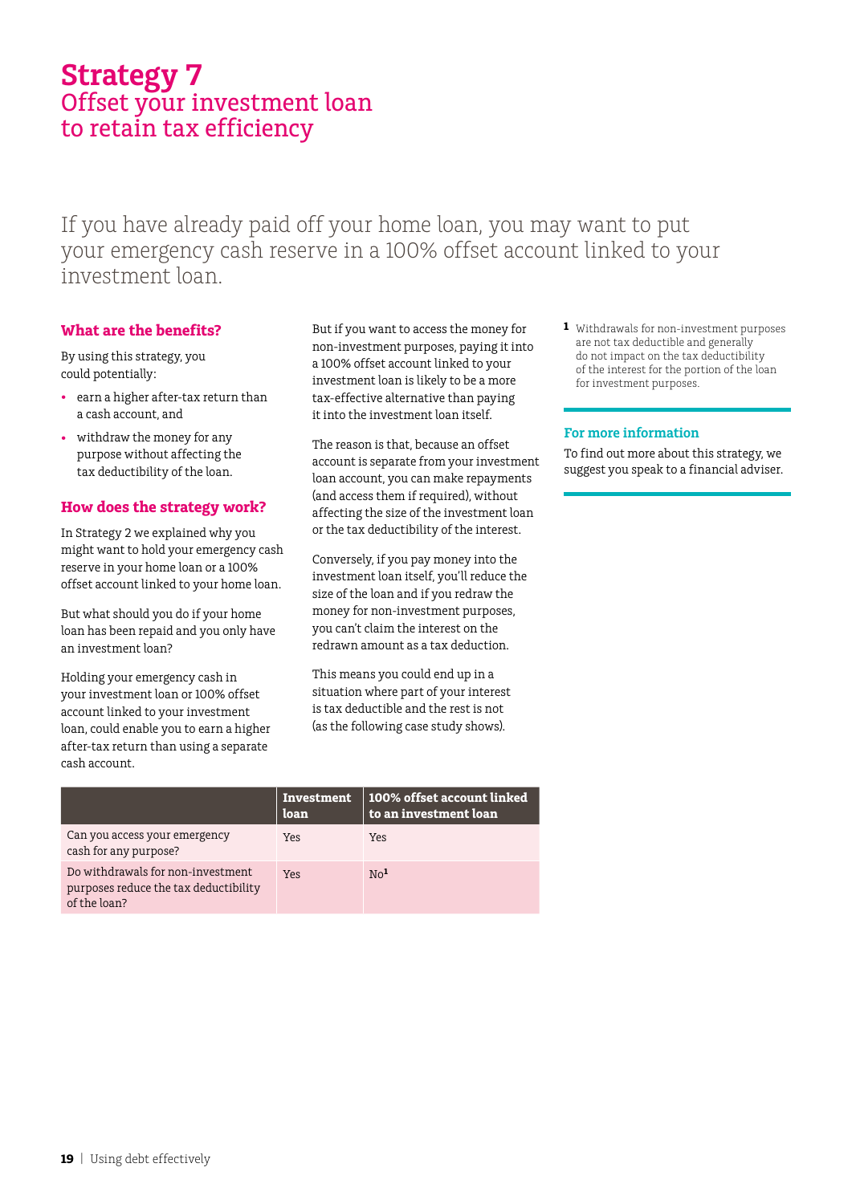# Strategy 7
## Offset your investment loan to retain tax efficiency

If you have already paid off your home loan, you may want to put your emergency cash reserve in a 100% offset account linked to your investment loan.

### What are the benefits?

By using this strategy, you could potentially:

- earn a higher after-tax return than a cash account, and
- withdraw the money for any purpose without affecting the tax deductibility of the loan.

### How does the strategy work?

In Strategy 2 we explained why you might want to hold your emergency cash reserve in your home loan or a 100% offset account linked to your home loan.

But what should you do if your home loan has been repaid and you only have an investment loan?

Holding your emergency cash in your investment loan or 100% offset account linked to your investment loan, could enable you to earn a higher after-tax return than using a separate cash account.

But if you want to access the money for non-investment purposes, paying it into a 100% offset account linked to your investment loan is likely to be a more tax-effective alternative than paying it into the investment loan itself.

The reason is that, because an offset account is separate from your investment loan account, you can make repayments (and access them if required), without affecting the size of the investment loan or the tax deductibility of the interest.

Conversely, if you pay money into the investment loan itself, you'll reduce the size of the loan and if you redraw the money for non-investment purposes, you can't claim the interest on the redrawn amount as a tax deduction.

This means you could end up in a situation where part of your interest is tax deductible and the rest is not (as the following case study shows).

| | Investment loan | 100% offset account linked to an investment loan |
|---|---|---|
| Can you access your emergency cash for any purpose? | Yes | Yes |
| Do withdrawals for non-investment purposes reduce the tax deductibility of the loan? | Yes | No[1] |

[1] Withdrawals for non-investment purposes are not tax deductible and generally do not impact on the tax deductibility of the interest for the portion of the loan for investment purposes.

### For more information

To find out more about this strategy, we suggest you speak to a financial adviser.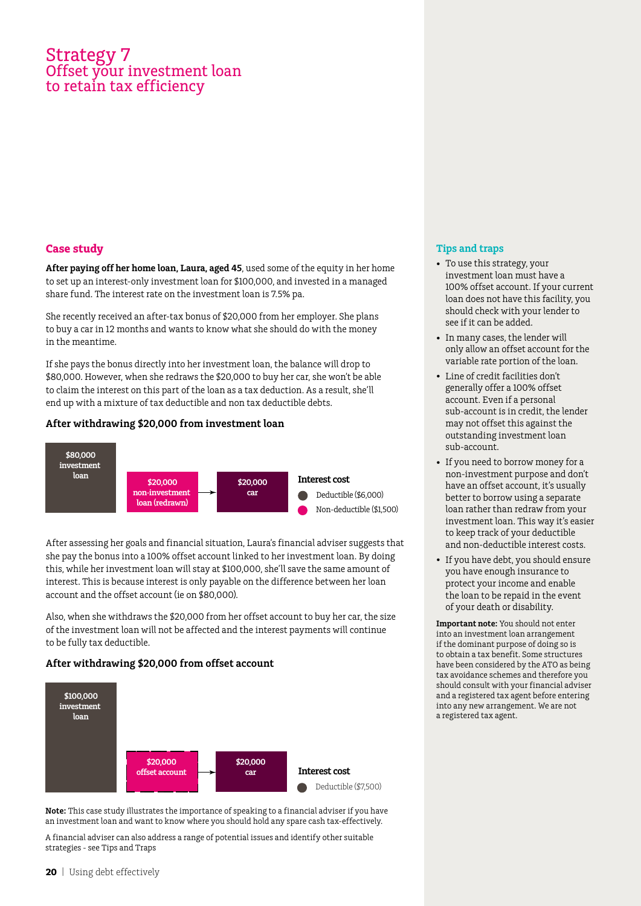# Strategy 7
## Offset your investment loan to retain tax efficiency

### Case study

**After paying off her home loan, Laura, aged 45**, used some of the equity in her home to set up an interest-only investment loan for $100,000, and invested in a managed share fund. The interest rate on the investment loan is 7.5% pa.

She recently received an after-tax bonus of $20,000 from her employer. She plans to buy a car in 12 months and wants to know what she should do with the money in the meantime.

If she pays the bonus directly into her investment loan, the balance will drop to $80,000. However, when she redraws the $20,000 to buy her car, she won't be able to claim the interest on this part of the loan as a tax deduction. As a result, she'll end up with a mixture of tax deductible and non tax deductible debts.

**After withdrawing $20,000 from investment loan**

$80,000 investment loan

$20,000 non-investment loan (redrawn) → $20,000 car

Interest cost
- Deductible ($6,000)
- Non-deductible ($1,500)

After assessing her goals and financial situation, Laura's financial adviser suggests that she pay the bonus into a 100% offset account linked to her investment loan. By doing this, while her investment loan will stay at $100,000, she'll save the same amount of interest. This is because interest is only payable on the difference between her loan account and the offset account (ie on $80,000).

Also, when she withdraws the $20,000 from her offset account to buy her car, the size of the investment loan will not be affected and the interest payments will continue to be fully tax deductible.

**After withdrawing $20,000 from offset account**

$100,000 investment loan

$20,000 offset account → $20,000 car

Interest cost
- Deductible ($7,500)

**Note:** This case study illustrates the importance of speaking to a financial adviser if you have an investment loan and want to know where you should hold any spare cash tax-effectively.

A financial adviser can also address a range of potential issues and identify other suitable strategies - see Tips and Traps

### Tips and traps

- To use this strategy, your investment loan must have a 100% offset account. If your current loan does not have this facility, you should check with your lender to see if it can be added.
- In many cases, the lender will only allow an offset account for the variable rate portion of the loan.
- Line of credit facilities don't generally offer a 100% offset account. Even if a personal sub-account is in credit, the lender may not offset this against the outstanding investment loan sub-account.
- If you need to borrow money for a non-investment purpose and don't have an offset account, it's usually better to borrow using a separate loan rather than redraw from your investment loan. This way it's easier to keep track of your deductible and non-deductible interest costs.
- If you have debt, you should ensure you have enough insurance to protect your income and enable the loan to be repaid in the event of your death or disability.

**Important note:** You should not enter into an investment loan arrangement if the dominant purpose of doing so is to obtain a tax benefit. Some structures have been considered by the ATO as being tax avoidance schemes and therefore you should consult with your financial adviser and a registered tax agent before entering into any new arrangement. We are not a registered tax agent.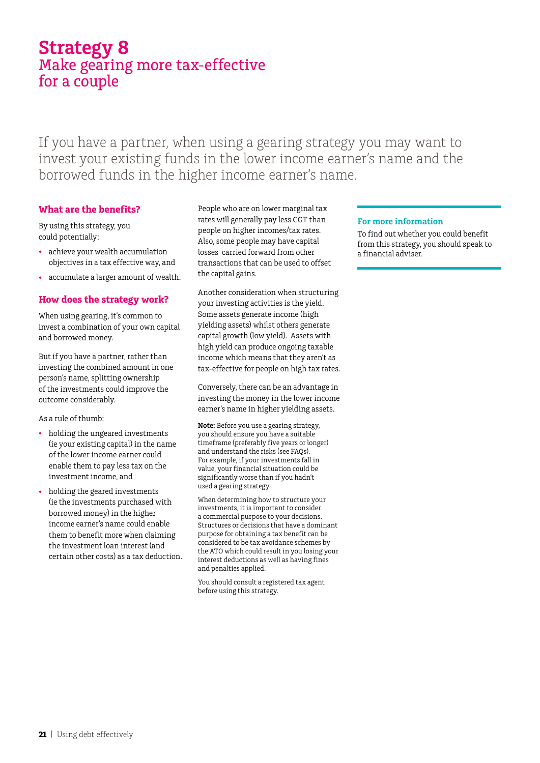# Strategy 8
## Make gearing more tax-effective for a couple

If you have a partner, when using a gearing strategy you may want to invest your existing funds in the lower income earner's name and the borrowed funds in the higher income earner's name.

### What are the benefits?

By using this strategy, you could potentially:

- achieve your wealth accumulation objectives in a tax effective way, and
- accumulate a larger amount of wealth.

### How does the strategy work?

When using gearing, it's common to invest a combination of your own capital and borrowed money.

But if you have a partner, rather than investing the combined amount in one person's name, splitting ownership of the investments could improve the outcome considerably.

As a rule of thumb:

- holding the ungeared investments (ie your existing capital) in the name of the lower income earner could enable them to pay less tax on the investment income, and
- holding the geared investments (ie the investments purchased with borrowed money) in the higher income earner's name could enable them to benefit more when claiming the investment loan interest (and certain other costs) as a tax deduction.

People who are on lower marginal tax rates will generally pay less CGT than people on higher incomes/tax rates. Also, some people may have capital losses carried forward from other transactions that can be used to offset the capital gains.

Another consideration when structuring your investing activities is the yield. Some assets generate income (high yielding assets) whilst others generate capital growth (low yield). Assets with high yield can produce ongoing taxable income which means that they aren't as tax-effective for people on high tax rates.

Conversely, there can be an advantage in investing the money in the lower income earner's name in higher yielding assets.

**Note:** Before you use a gearing strategy, you should ensure you have a suitable timeframe (preferably five years or longer) and understand the risks (see FAQs). For example, if your investments fall in value, your financial situation could be significantly worse than if you hadn't used a gearing strategy.

When determining how to structure your investments, it is important to consider a commercial purpose to your decisions. Structures or decisions that have a dominant purpose for obtaining a tax benefit can be considered to be tax avoidance schemes by the ATO which could result in you losing your interest deductions as well as having fines and penalties applied.

You should consult a registered tax agent before using this strategy.

### For more information

To find out whether you could benefit from this strategy, you should speak to a financial adviser.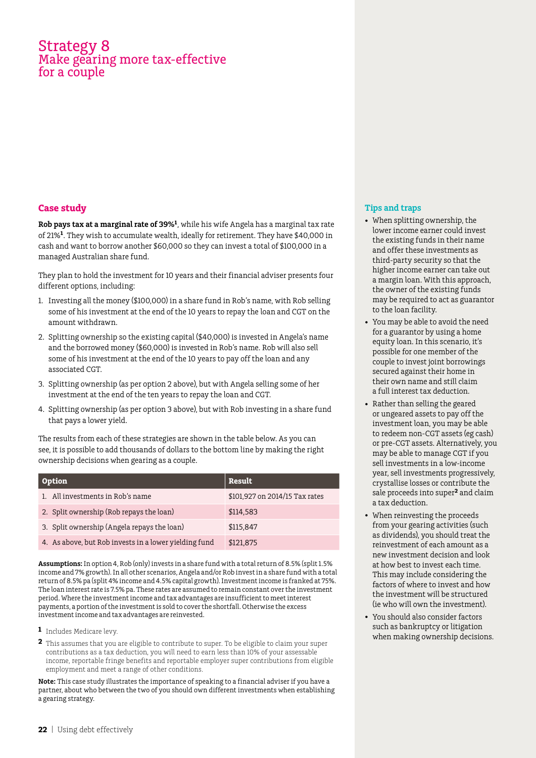# Strategy 8
## Make gearing more tax-effective for a couple

### Case study

**Rob pays tax at a marginal rate of 39%[1]**, while his wife Angela has a marginal tax rate of 21%[1]. They wish to accumulate wealth, ideally for retirement. They have $40,000 in cash and want to borrow another $60,000 so they can invest a total of $100,000 in a managed Australian share fund.

They plan to hold the investment for 10 years and their financial adviser presents four different options, including:

1. Investing all the money ($100,000) in a share fund in Rob's name, with Rob selling some of his investment at the end of the 10 years to repay the loan and CGT on the amount withdrawn.
2. Splitting ownership so the existing capital ($40,000) is invested in Angela's name and the borrowed money ($60,000) is invested in Rob's name. Rob will also sell some of his investment at the end of the 10 years to pay off the loan and any associated CGT.
3. Splitting ownership (as per option 2 above), but with Angela selling some of her investment at the end of the ten years to repay the loan and CGT.
4. Splitting ownership (as per option 3 above), but with Rob investing in a share fund that pays a lower yield.

The results from each of these strategies are shown in the table below. As you can see, it is possible to add thousands of dollars to the bottom line by making the right ownership decisions when gearing as a couple.

| Option | Result |
|---|---|
| 1. All investments in Rob's name | $101,927 on 2014/15 Tax rates |
| 2. Split ownership (Rob repays the loan) | $114,583 |
| 3. Split ownership (Angela repays the loan) | $115,847 |
| 4. As above, but Rob invests in a lower yielding fund | $121,875 |

**Assumptions:** In option 4, Rob (only) invests in a share fund with a total return of 8.5% (split 1.5% income and 7% growth). In all other scenarios, Angela and/or Rob invest in a share fund with a total return of 8.5% pa (split 4% income and 4.5% capital growth). Investment income is franked at 75%. The loan interest rate is 7.5% pa. These rates are assumed to remain constant over the investment period. Where the investment income and tax advantages are insufficient to meet interest payments, a portion of the investment is sold to cover the shortfall. Otherwise the excess investment income and tax advantages are reinvested.

[1] Includes Medicare levy.

[2] This assumes that you are eligible to contribute to super. To be eligible to claim your super contributions as a tax deduction, you will need to earn less than 10% of your assessable income, reportable fringe benefits and reportable employer super contributions from eligible employment and meet a range of other conditions.

**Note:** This case study illustrates the importance of speaking to a financial adviser if you have a partner, about who between the two of you should own different investments when establishing a gearing strategy.

### Tips and traps

- When splitting ownership, the lower income earner could invest the existing funds in their name and offer these investments as third-party security so that the higher income earner can take out a margin loan. With this approach, the owner of the existing funds may be required to act as guarantor to the loan facility.
- You may be able to avoid the need for a guarantor by using a home equity loan. In this scenario, it's possible for one member of the couple to invest joint borrowings secured against their home in their own name and still claim a full interest tax deduction.
- Rather than selling the geared or ungeared assets to pay off the investment loan, you may be able to redeem non-CGT assets (eg cash) or pre-CGT assets. Alternatively, you may be able to manage CGT if you sell investments in a low-income year, sell investments progressively, crystallise losses or contribute the sale proceeds into super[2] and claim a tax deduction.
- When reinvesting the proceeds from your gearing activities (such as dividends), you should treat the reinvestment of each amount as a new investment decision and look at how best to invest each time. This may include considering the factors of where to invest and how the investment will be structured (ie who will own the investment).
- You should also consider factors such as bankruptcy or litigation when making ownership decisions.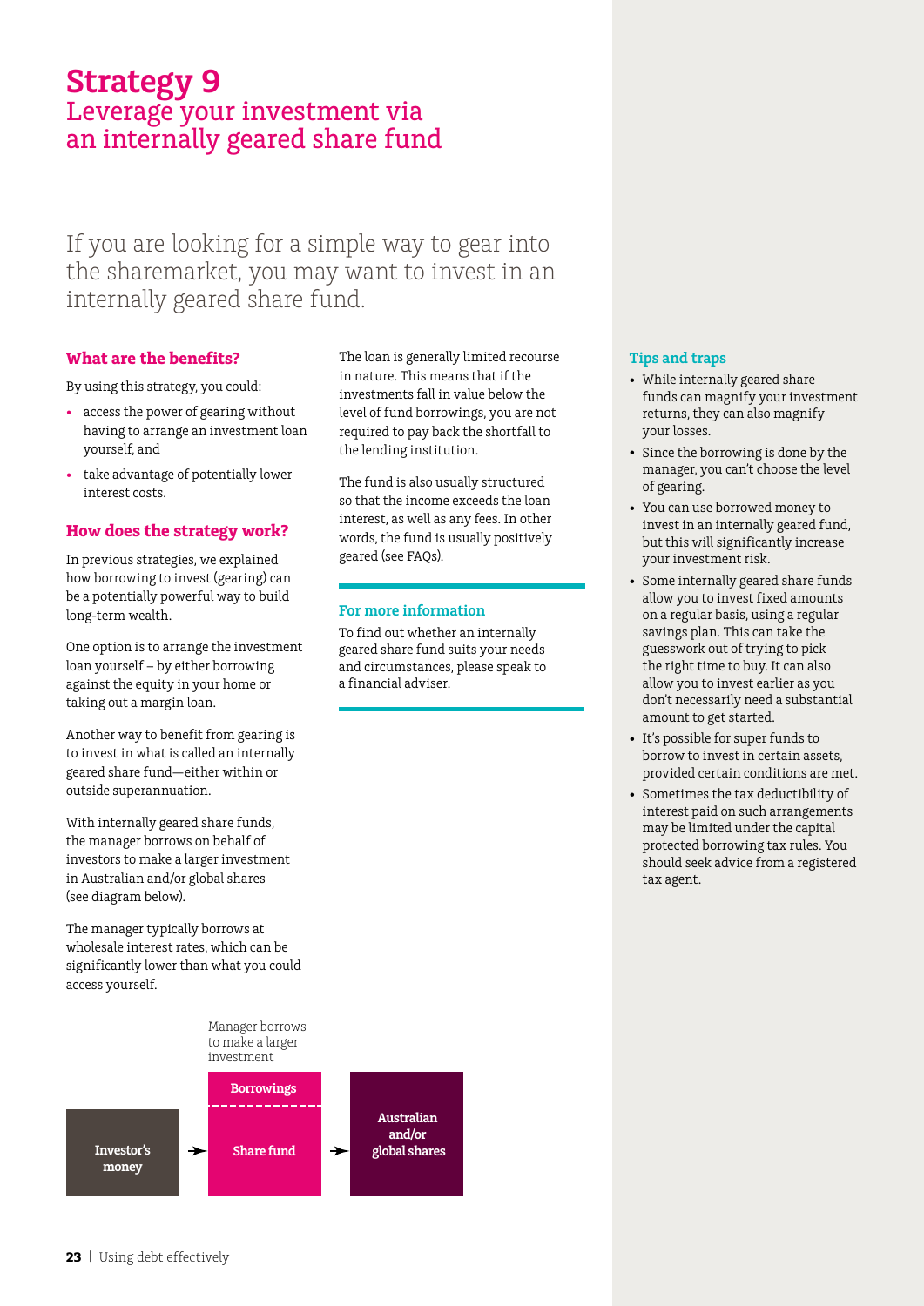# Strategy 9
## Leverage your investment via an internally geared share fund

If you are looking for a simple way to gear into the sharemarket, you may want to invest in an internally geared share fund.

### What are the benefits?

By using this strategy, you could:

- access the power of gearing without having to arrange an investment loan yourself, and
- take advantage of potentially lower interest costs.

### How does the strategy work?

In previous strategies, we explained how borrowing to invest (gearing) can be a potentially powerful way to build long-term wealth.

One option is to arrange the investment loan yourself – by either borrowing against the equity in your home or taking out a margin loan.

Another way to benefit from gearing is to invest in what is called an internally geared share fund—either within or outside superannuation.

With internally geared share funds, the manager borrows on behalf of investors to make a larger investment in Australian and/or global shares (see diagram below).

The manager typically borrows at wholesale interest rates, which can be significantly lower than what you could access yourself.

The loan is generally limited recourse in nature. This means that if the investments fall in value below the level of fund borrowings, you are not required to pay back the shortfall to the lending institution.

The fund is also usually structured so that the income exceeds the loan interest, as well as any fees. In other words, the fund is usually positively geared (see FAQs).

#### For more information

To find out whether an internally geared share fund suits your needs and circumstances, please speak to a financial adviser.

Manager borrows to make a larger investment

Investor's money → Borrowings / Share fund → Australian and/or global shares

#### Tips and traps

- While internally geared share funds can magnify your investment returns, they can also magnify your losses.
- Since the borrowing is done by the manager, you can't choose the level of gearing.
- You can use borrowed money to invest in an internally geared fund, but this will significantly increase your investment risk.
- Some internally geared share funds allow you to invest fixed amounts on a regular basis, using a regular savings plan. This can take the guesswork out of trying to pick the right time to buy. It can also allow you to invest earlier as you don't necessarily need a substantial amount to get started.
- It's possible for super funds to borrow to invest in certain assets, provided certain conditions are met.
- Sometimes the tax deductibility of interest paid on such arrangements may be limited under the capital protected borrowing tax rules. You should seek advice from a registered tax agent.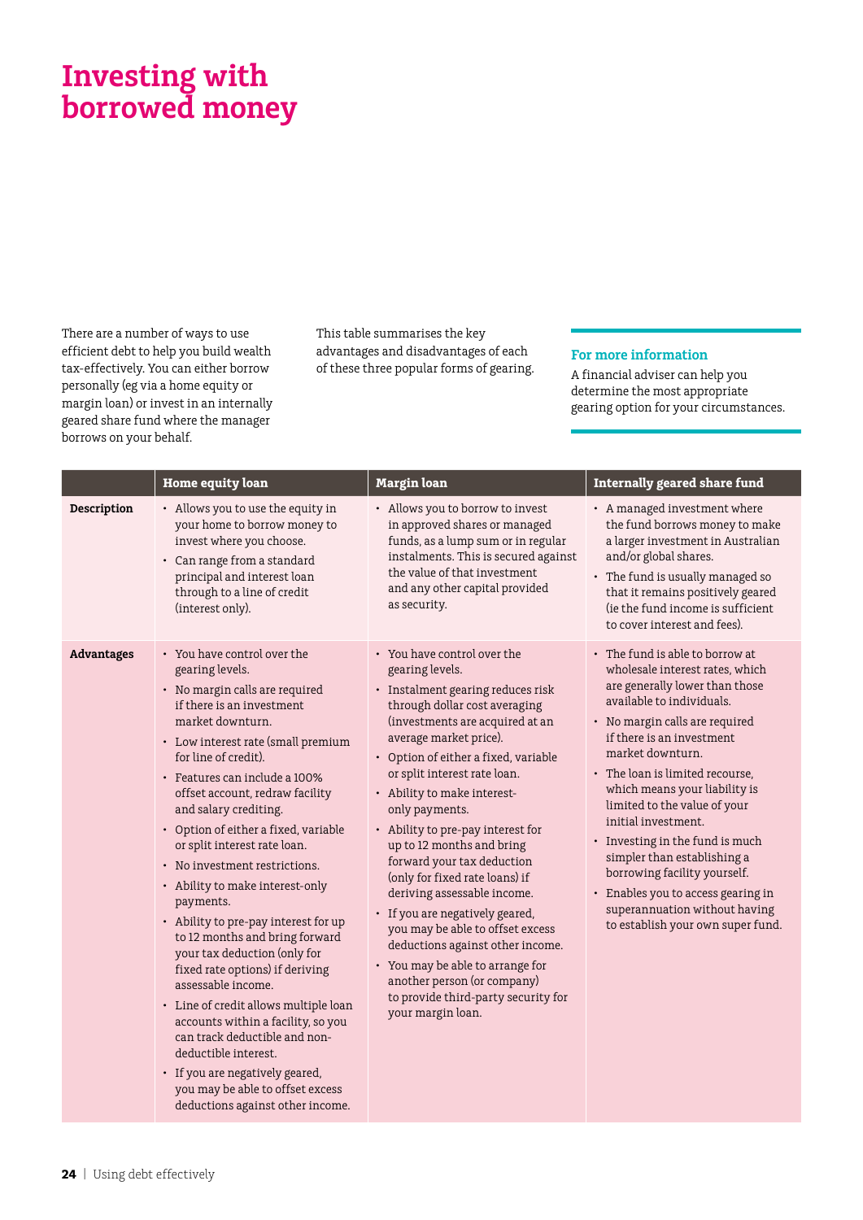# Investing with borrowed money

There are a number of ways to use efficient debt to help you build wealth tax-effectively. You can either borrow personally (eg via a home equity or margin loan) or invest in an internally geared share fund where the manager borrows on your behalf.

This table summarises the key advantages and disadvantages of each of these three popular forms of gearing.

**For more information**

A financial adviser can help you determine the most appropriate gearing option for your circumstances.

| | Home equity loan | Margin loan | Internally geared share fund |
|---|---|---|---|
| **Description** | • Allows you to use the equity in your home to borrow money to invest where you choose.<br>• Can range from a standard principal and interest loan through to a line of credit (interest only). | • Allows you to borrow to invest in approved shares or managed funds, as a lump sum or in regular instalments. This is secured against the value of that investment and any other capital provided as security. | • A managed investment where the fund borrows money to make a larger investment in Australian and/or global shares.<br>• The fund is usually managed so that it remains positively geared (ie the fund income is sufficient to cover interest and fees). |
| **Advantages** | • You have control over the gearing levels.<br>• No margin calls are required if there is an investment market downturn.<br>• Low interest rate (small premium for line of credit).<br>• Features can include a 100% offset account, redraw facility and salary crediting.<br>• Option of either a fixed, variable or split interest rate loan.<br>• No investment restrictions.<br>• Ability to make interest-only payments.<br>• Ability to pre-pay interest for up to 12 months and bring forward your tax deduction (only for fixed rate options) if deriving assessable income.<br>• Line of credit allows multiple loan accounts within a facility, so you can track deductible and non-deductible interest.<br>• If you are negatively geared, you may be able to offset excess deductions against other income. | • You have control over the gearing levels.<br>• Instalment gearing reduces risk through dollar cost averaging (investments are acquired at an average market price).<br>• Option of either a fixed, variable or split interest rate loan.<br>• Ability to make interest-only payments.<br>• Ability to pre-pay interest for up to 12 months and bring forward your tax deduction (only for fixed rate loans) if deriving assessable income.<br>• If you are negatively geared, you may be able to offset excess deductions against other income.<br>• You may be able to arrange for another person (or company) to provide third-party security for your margin loan. | • The fund is able to borrow at wholesale interest rates, which are generally lower than those available to individuals.<br>• No margin calls are required if there is an investment market downturn.<br>• The loan is limited recourse, which means your liability is limited to the value of your initial investment.<br>• Investing in the fund is much simpler than establishing a borrowing facility yourself.<br>• Enables you to access gearing in superannuation without having to establish your own super fund. |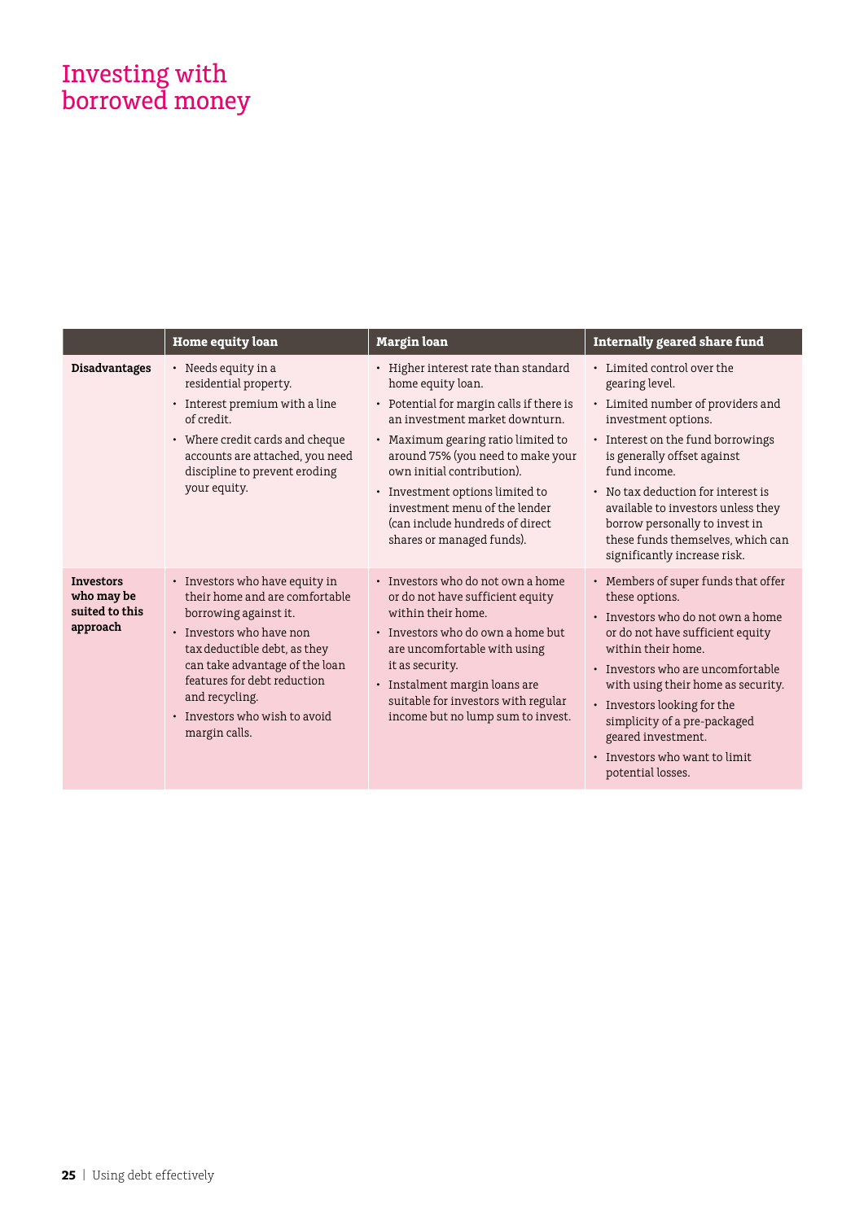# Investing with borrowed money

| | Home equity loan | Margin loan | Internally geared share fund |
|---|---|---|---|
| **Disadvantages** | • Needs equity in a residential property.<br>• Interest premium with a line of credit.<br>• Where credit cards and cheque accounts are attached, you need discipline to prevent eroding your equity. | • Higher interest rate than standard home equity loan.<br>• Potential for margin calls if there is an investment market downturn.<br>• Maximum gearing ratio limited to around 75% (you need to make your own initial contribution).<br>• Investment options limited to investment menu of the lender (can include hundreds of direct shares or managed funds). | • Limited control over the gearing level.<br>• Limited number of providers and investment options.<br>• Interest on the fund borrowings is generally offset against fund income.<br>• No tax deduction for interest is available to investors unless they borrow personally to invest in these funds themselves, which can significantly increase risk. |
| **Investors who may be suited to this approach** | • Investors who have equity in their home and are comfortable borrowing against it.<br>• Investors who have non tax deductible debt, as they can take advantage of the loan features for debt reduction and recycling.<br>• Investors who wish to avoid margin calls. | • Investors who do not own a home or do not have sufficient equity within their home.<br>• Investors who do own a home but are uncomfortable with using it as security.<br>• Instalment margin loans are suitable for investors with regular income but no lump sum to invest. | • Members of super funds that offer these options.<br>• Investors who do not own a home or do not have sufficient equity within their home.<br>• Investors who are uncomfortable with using their home as security.<br>• Investors looking for the simplicity of a pre-packaged geared investment.<br>• Investors who want to limit potential losses. |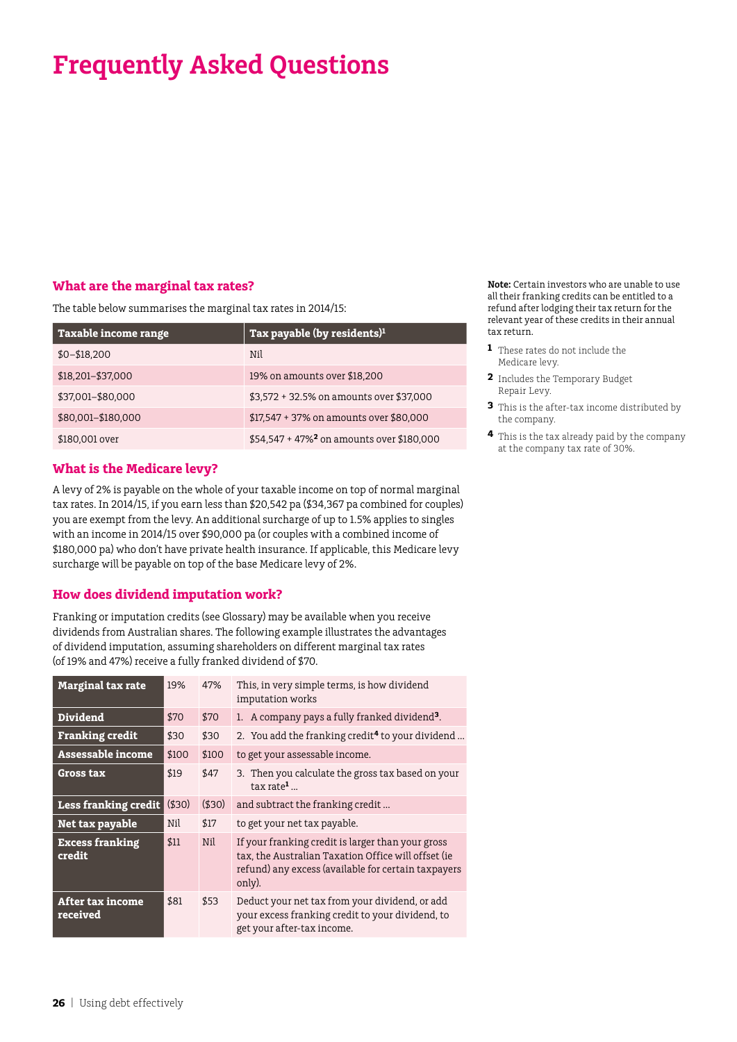# Frequently Asked Questions

## What are the marginal tax rates?

The table below summarises the marginal tax rates in 2014/15:

| Taxable income range | Tax payable (by residents)[1] |
|---|---|
| $0–$18,200 | Nil |
| $18,201–$37,000 | 19% on amounts over $18,200 |
| $37,001–$80,000 | $3,572 + 32.5% on amounts over $37,000 |
| $80,001–$180,000 | $17,547 + 37% on amounts over $80,000 |
| $180,001 over | $54,547 + 47%[2] on amounts over $180,000 |

## What is the Medicare levy?

A levy of 2% is payable on the whole of your taxable income on top of normal marginal tax rates. In 2014/15, if you earn less than $20,542 pa ($34,367 pa combined for couples) you are exempt from the levy. An additional surcharge of up to 1.5% applies to singles with an income in 2014/15 over $90,000 pa (or couples with a combined income of $180,000 pa) who don't have private health insurance. If applicable, this Medicare levy surcharge will be payable on top of the base Medicare levy of 2%.

## How does dividend imputation work?

Franking or imputation credits (see Glossary) may be available when you receive dividends from Australian shares. The following example illustrates the advantages of dividend imputation, assuming shareholders on different marginal tax rates (of 19% and 47%) receive a fully franked dividend of $70.

| Marginal tax rate | 19% | 47% | This, in very simple terms, is how dividend imputation works |
|---|---|---|---|
| Dividend | $70 | $70 | 1. A company pays a fully franked dividend[3]. |
| Franking credit | $30 | $30 | 2. You add the franking credit[4] to your dividend ... |
| Assessable income | $100 | $100 | to get your assessable income. |
| Gross tax | $19 | $47 | 3. Then you calculate the gross tax based on your tax rate[1] ... |
| Less franking credit | ($30) | ($30) | and subtract the franking credit ... |
| Net tax payable | Nil | $17 | to get your net tax payable. |
| Excess franking credit | $11 | Nil | If your franking credit is larger than your gross tax, the Australian Taxation Office will offset (ie refund) any excess (available for certain taxpayers only). |
| After tax income received | $81 | $53 | Deduct your net tax from your dividend, or add your excess franking credit to your dividend, to get your after-tax income. |

**Note:** Certain investors who are unable to use all their franking credits can be entitled to a refund after lodging their tax return for the relevant year of these credits in their annual tax return.

1. These rates do not include the Medicare levy.
2. Includes the Temporary Budget Repair Levy.
3. This is the after-tax income distributed by the company.
4. This is the tax already paid by the company at the company tax rate of 30%.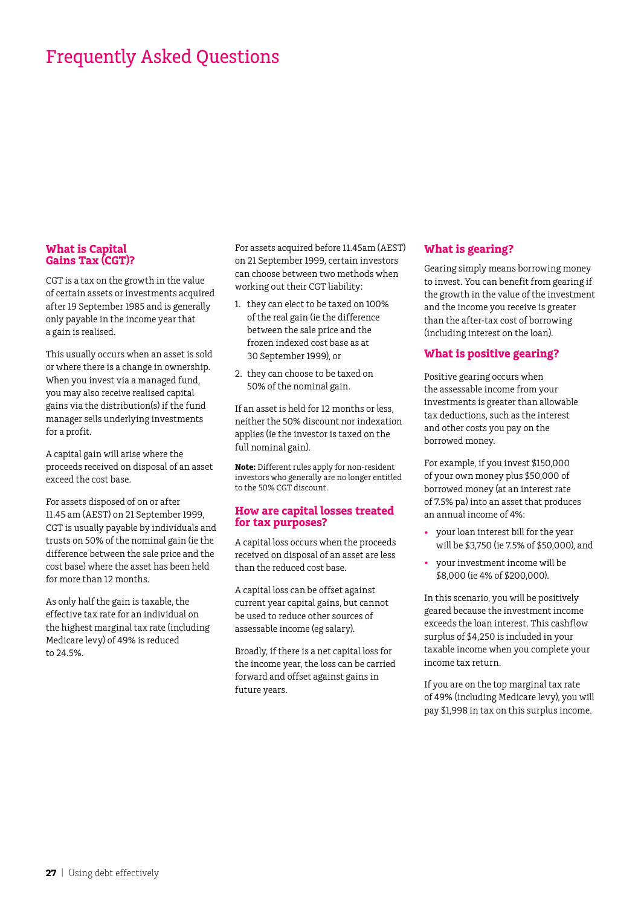# Frequently Asked Questions

## What is Capital Gains Tax (CGT)?

CGT is a tax on the growth in the value of certain assets or investments acquired after 19 September 1985 and is generally only payable in the income year that a gain is realised.

This usually occurs when an asset is sold or where there is a change in ownership. When you invest via a managed fund, you may also receive realised capital gains via the distribution(s) if the fund manager sells underlying investments for a profit.

A capital gain will arise where the proceeds received on disposal of an asset exceed the cost base.

For assets disposed of on or after 11.45 am (AEST) on 21 September 1999, CGT is usually payable by individuals and trusts on 50% of the nominal gain (ie the difference between the sale price and the cost base) where the asset has been held for more than 12 months.

As only half the gain is taxable, the effective tax rate for an individual on the highest marginal tax rate (including Medicare levy) of 49% is reduced to 24.5%.

For assets acquired before 11.45am (AEST) on 21 September 1999, certain investors can choose between two methods when working out their CGT liability:

1. they can elect to be taxed on 100% of the real gain (ie the difference between the sale price and the frozen indexed cost base as at 30 September 1999), or
2. they can choose to be taxed on 50% of the nominal gain.

If an asset is held for 12 months or less, neither the 50% discount nor indexation applies (ie the investor is taxed on the full nominal gain).

**Note:** Different rules apply for non-resident investors who generally are no longer entitled to the 50% CGT discount.

## How are capital losses treated for tax purposes?

A capital loss occurs when the proceeds received on disposal of an asset are less than the reduced cost base.

A capital loss can be offset against current year capital gains, but cannot be used to reduce other sources of assessable income (eg salary).

Broadly, if there is a net capital loss for the income year, the loss can be carried forward and offset against gains in future years.

## What is gearing?

Gearing simply means borrowing money to invest. You can benefit from gearing if the growth in the value of the investment and the income you receive is greater than the after-tax cost of borrowing (including interest on the loan).

## What is positive gearing?

Positive gearing occurs when the assessable income from your investments is greater than allowable tax deductions, such as the interest and other costs you pay on the borrowed money.

For example, if you invest $150,000 of your own money plus $50,000 of borrowed money (at an interest rate of 7.5% pa) into an asset that produces an annual income of 4%:

- your loan interest bill for the year will be $3,750 (ie 7.5% of $50,000), and
- your investment income will be $8,000 (ie 4% of $200,000).

In this scenario, you will be positively geared because the investment income exceeds the loan interest. This cashflow surplus of $4,250 is included in your taxable income when you complete your income tax return.

If you are on the top marginal tax rate of 49% (including Medicare levy), you will pay $1,998 in tax on this surplus income.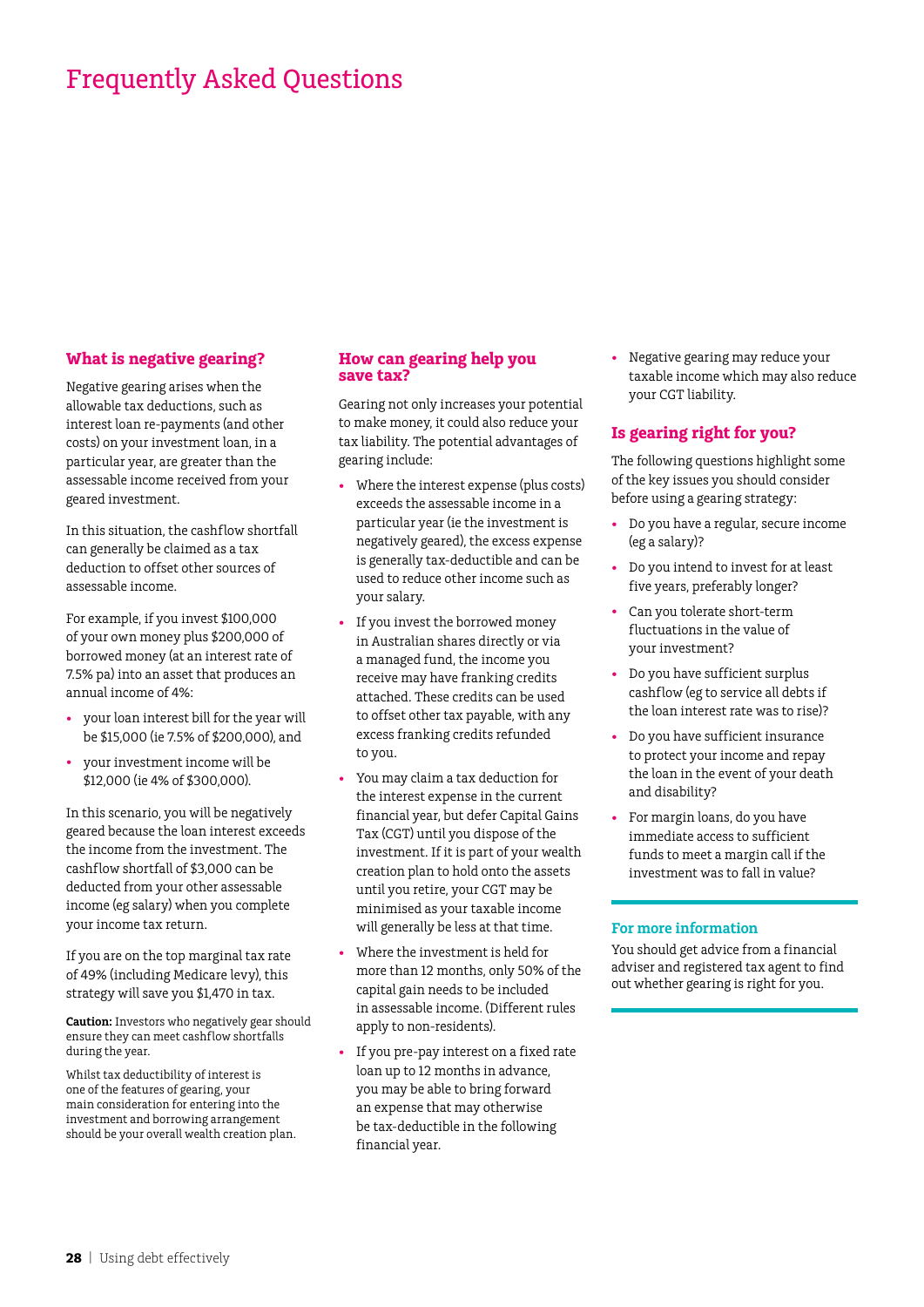# Frequently Asked Questions

## What is negative gearing?

Negative gearing arises when the allowable tax deductions, such as interest loan re-payments (and other costs) on your investment loan, in a particular year, are greater than the assessable income received from your geared investment.

In this situation, the cashflow shortfall can generally be claimed as a tax deduction to offset other sources of assessable income.

For example, if you invest $100,000 of your own money plus $200,000 of borrowed money (at an interest rate of 7.5% pa) into an asset that produces an annual income of 4%:

- your loan interest bill for the year will be $15,000 (ie 7.5% of $200,000), and
- your investment income will be $12,000 (ie 4% of $300,000).

In this scenario, you will be negatively geared because the loan interest exceeds the income from the investment. The cashflow shortfall of $3,000 can be deducted from your other assessable income (eg salary) when you complete your income tax return.

If you are on the top marginal tax rate of 49% (including Medicare levy), this strategy will save you $1,470 in tax.

**Caution:** Investors who negatively gear should ensure they can meet cashflow shortfalls during the year.

Whilst tax deductibility of interest is one of the features of gearing, your main consideration for entering into the investment and borrowing arrangement should be your overall wealth creation plan.

## How can gearing help you save tax?

Gearing not only increases your potential to make money, it could also reduce your tax liability. The potential advantages of gearing include:

- Where the interest expense (plus costs) exceeds the assessable income in a particular year (ie the investment is negatively geared), the excess expense is generally tax-deductible and can be used to reduce other income such as your salary.
- If you invest the borrowed money in Australian shares directly or via a managed fund, the income you receive may have franking credits attached. These credits can be used to offset other tax payable, with any excess franking credits refunded to you.
- You may claim a tax deduction for the interest expense in the current financial year, but defer Capital Gains Tax (CGT) until you dispose of the investment. If it is part of your wealth creation plan to hold onto the assets until you retire, your CGT may be minimised as your taxable income will generally be less at that time.
- Where the investment is held for more than 12 months, only 50% of the capital gain needs to be included in assessable income. (Different rules apply to non-residents).
- If you pre-pay interest on a fixed rate loan up to 12 months in advance, you may be able to bring forward an expense that may otherwise be tax-deductible in the following financial year.
- Negative gearing may reduce your taxable income which may also reduce your CGT liability.

## Is gearing right for you?

The following questions highlight some of the key issues you should consider before using a gearing strategy:

- Do you have a regular, secure income (eg a salary)?
- Do you intend to invest for at least five years, preferably longer?
- Can you tolerate short-term fluctuations in the value of your investment?
- Do you have sufficient surplus cashflow (eg to service all debts if the loan interest rate was to rise)?
- Do you have sufficient insurance to protect your income and repay the loan in the event of your death and disability?
- For margin loans, do you have immediate access to sufficient funds to meet a margin call if the investment was to fall in value?

### For more information

You should get advice from a financial adviser and registered tax agent to find out whether gearing is right for you.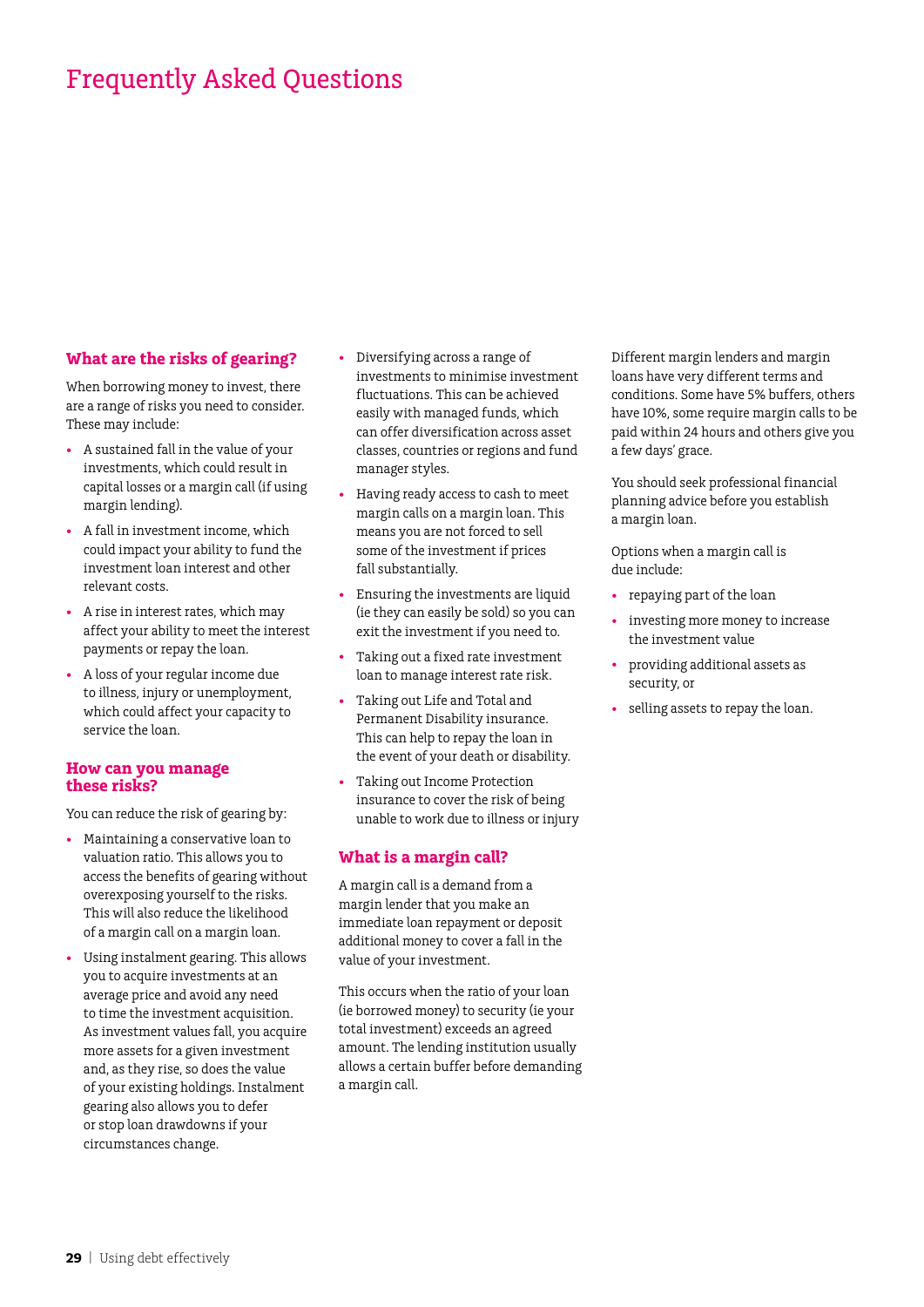# Frequently Asked Questions

## What are the risks of gearing?

When borrowing money to invest, there are a range of risks you need to consider. These may include:

- A sustained fall in the value of your investments, which could result in capital losses or a margin call (if using margin lending).
- A fall in investment income, which could impact your ability to fund the investment loan interest and other relevant costs.
- A rise in interest rates, which may affect your ability to meet the interest payments or repay the loan.
- A loss of your regular income due to illness, injury or unemployment, which could affect your capacity to service the loan.

## How can you manage these risks?

You can reduce the risk of gearing by:

- Maintaining a conservative loan to valuation ratio. This allows you to access the benefits of gearing without overexposing yourself to the risks. This will also reduce the likelihood of a margin call on a margin loan.
- Using instalment gearing. This allows you to acquire investments at an average price and avoid any need to time the investment acquisition. As investment values fall, you acquire more assets for a given investment and, as they rise, so does the value of your existing holdings. Instalment gearing also allows you to defer or stop loan drawdowns if your circumstances change.
- Diversifying across a range of investments to minimise investment fluctuations. This can be achieved easily with managed funds, which can offer diversification across asset classes, countries or regions and fund manager styles.
- Having ready access to cash to meet margin calls on a margin loan. This means you are not forced to sell some of the investment if prices fall substantially.
- Ensuring the investments are liquid (ie they can easily be sold) so you can exit the investment if you need to.
- Taking out a fixed rate investment loan to manage interest rate risk.
- Taking out Life and Total and Permanent Disability insurance. This can help to repay the loan in the event of your death or disability.
- Taking out Income Protection insurance to cover the risk of being unable to work due to illness or injury

## What is a margin call?

A margin call is a demand from a margin lender that you make an immediate loan repayment or deposit additional money to cover a fall in the value of your investment.

This occurs when the ratio of your loan (ie borrowed money) to security (ie your total investment) exceeds an agreed amount. The lending institution usually allows a certain buffer before demanding a margin call.

Different margin lenders and margin loans have very different terms and conditions. Some have 5% buffers, others have 10%, some require margin calls to be paid within 24 hours and others give you a few days' grace.

You should seek professional financial planning advice before you establish a margin loan.

Options when a margin call is due include:

- repaying part of the loan
- investing more money to increase the investment value
- providing additional assets as security, or
- selling assets to repay the loan.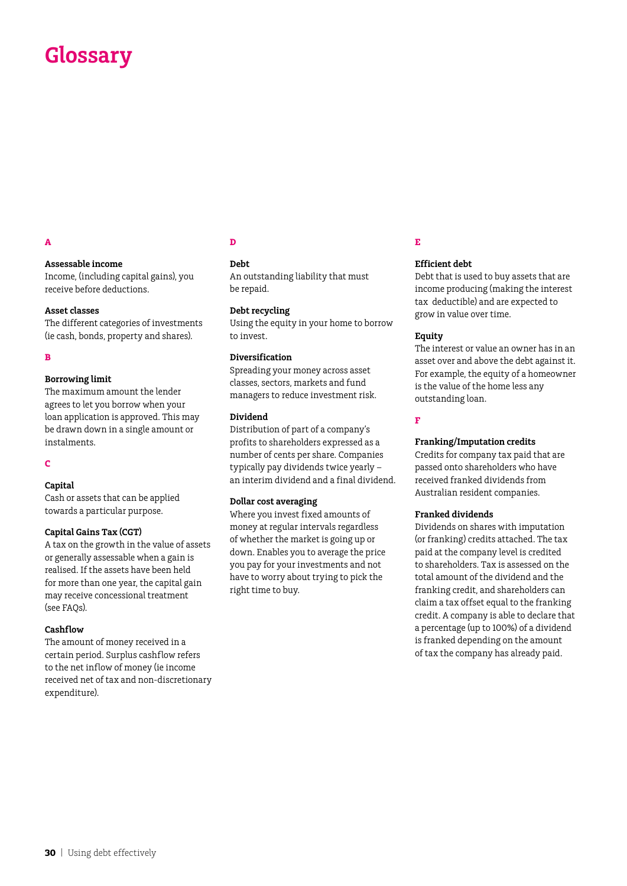# Glossary

### A

**Assessable income**
Income, (including capital gains), you receive before deductions.

**Asset classes**
The different categories of investments (ie cash, bonds, property and shares).

### B

**Borrowing limit**
The maximum amount the lender agrees to let you borrow when your loan application is approved. This may be drawn down in a single amount or instalments.

### C

**Capital**
Cash or assets that can be applied towards a particular purpose.

**Capital Gains Tax (CGT)**
A tax on the growth in the value of assets or generally assessable when a gain is realised. If the assets have been held for more than one year, the capital gain may receive concessional treatment (see FAQs).

**Cashflow**
The amount of money received in a certain period. Surplus cashflow refers to the net inflow of money (ie income received net of tax and non-discretionary expenditure).

### D

**Debt**
An outstanding liability that must be repaid.

**Debt recycling**
Using the equity in your home to borrow to invest.

**Diversification**
Spreading your money across asset classes, sectors, markets and fund managers to reduce investment risk.

**Dividend**
Distribution of part of a company's profits to shareholders expressed as a number of cents per share. Companies typically pay dividends twice yearly – an interim dividend and a final dividend.

**Dollar cost averaging**
Where you invest fixed amounts of money at regular intervals regardless of whether the market is going up or down. Enables you to average the price you pay for your investments and not have to worry about trying to pick the right time to buy.

### E

**Efficient debt**
Debt that is used to buy assets that are income producing (making the interest tax deductible) and are expected to grow in value over time.

**Equity**
The interest or value an owner has in an asset over and above the debt against it. For example, the equity of a homeowner is the value of the home less any outstanding loan.

### F

**Franking/Imputation credits**
Credits for company tax paid that are passed onto shareholders who have received franked dividends from Australian resident companies.

**Franked dividends**
Dividends on shares with imputation (or franking) credits attached. The tax paid at the company level is credited to shareholders. Tax is assessed on the total amount of the dividend and the franking credit, and shareholders can claim a tax offset equal to the franking credit. A company is able to declare that a percentage (up to 100%) of a dividend is franked depending on the amount of tax the company has already paid.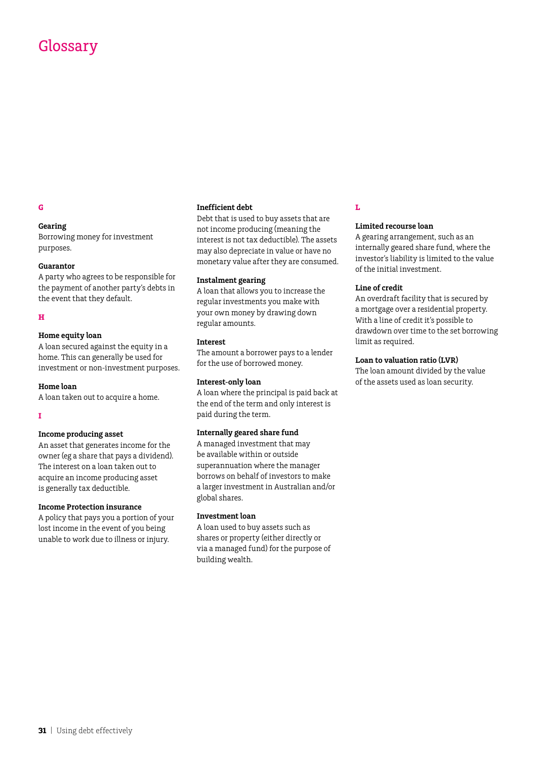# Glossary

## G

**Gearing**
Borrowing money for investment purposes.

**Guarantor**
A party who agrees to be responsible for the payment of another party's debts in the event that they default.

## H

**Home equity loan**
A loan secured against the equity in a home. This can generally be used for investment or non-investment purposes.

**Home loan**
A loan taken out to acquire a home.

## I

**Income producing asset**
An asset that generates income for the owner (eg a share that pays a dividend). The interest on a loan taken out to acquire an income producing asset is generally tax deductible.

**Income Protection insurance**
A policy that pays you a portion of your lost income in the event of you being unable to work due to illness or injury.

**Inefficient debt**
Debt that is used to buy assets that are not income producing (meaning the interest is not tax deductible). The assets may also depreciate in value or have no monetary value after they are consumed.

**Instalment gearing**
A loan that allows you to increase the regular investments you make with your own money by drawing down regular amounts.

**Interest**
The amount a borrower pays to a lender for the use of borrowed money.

**Interest-only loan**
A loan where the principal is paid back at the end of the term and only interest is paid during the term.

**Internally geared share fund**
A managed investment that may be available within or outside superannuation where the manager borrows on behalf of investors to make a larger investment in Australian and/or global shares.

**Investment loan**
A loan used to buy assets such as shares or property (either directly or via a managed fund) for the purpose of building wealth.

## L

**Limited recourse loan**
A gearing arrangement, such as an internally geared share fund, where the investor's liability is limited to the value of the initial investment.

**Line of credit**
An overdraft facility that is secured by a mortgage over a residential property. With a line of credit it's possible to drawdown over time to the set borrowing limit as required.

**Loan to valuation ratio (LVR)**
The loan amount divided by the value of the assets used as loan security.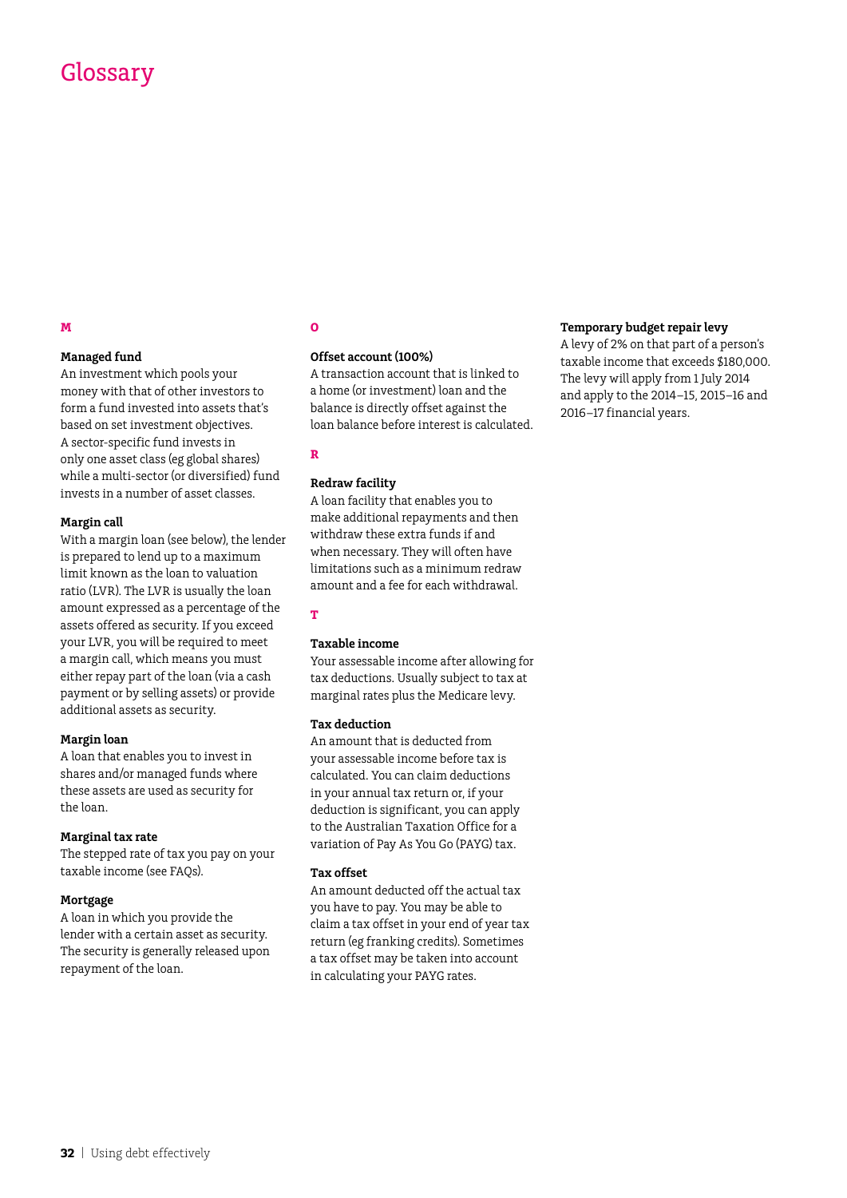# Glossary

## M

### Managed fund

An investment which pools your money with that of other investors to form a fund invested into assets that's based on set investment objectives. A sector-specific fund invests in only one asset class (eg global shares) while a multi-sector (or diversified) fund invests in a number of asset classes.

### Margin call

With a margin loan (see below), the lender is prepared to lend up to a maximum limit known as the loan to valuation ratio (LVR). The LVR is usually the loan amount expressed as a percentage of the assets offered as security. If you exceed your LVR, you will be required to meet a margin call, which means you must either repay part of the loan (via a cash payment or by selling assets) or provide additional assets as security.

### Margin loan

A loan that enables you to invest in shares and/or managed funds where these assets are used as security for the loan.

### Marginal tax rate

The stepped rate of tax you pay on your taxable income (see FAQs).

### Mortgage

A loan in which you provide the lender with a certain asset as security. The security is generally released upon repayment of the loan.

## O

### Offset account (100%)

A transaction account that is linked to a home (or investment) loan and the balance is directly offset against the loan balance before interest is calculated.

## R

### Redraw facility

A loan facility that enables you to make additional repayments and then withdraw these extra funds if and when necessary. They will often have limitations such as a minimum redraw amount and a fee for each withdrawal.

## T

### Taxable income

Your assessable income after allowing for tax deductions. Usually subject to tax at marginal rates plus the Medicare levy.

### Tax deduction

An amount that is deducted from your assessable income before tax is calculated. You can claim deductions in your annual tax return or, if your deduction is significant, you can apply to the Australian Taxation Office for a variation of Pay As You Go (PAYG) tax.

### Tax offset

An amount deducted off the actual tax you have to pay. You may be able to claim a tax offset in your end of year tax return (eg franking credits). Sometimes a tax offset may be taken into account in calculating your PAYG rates.

### Temporary budget repair levy

A levy of 2% on that part of a person's taxable income that exceeds $180,000. The levy will apply from 1 July 2014 and apply to the 2014–15, 2015–16 and 2016–17 financial years.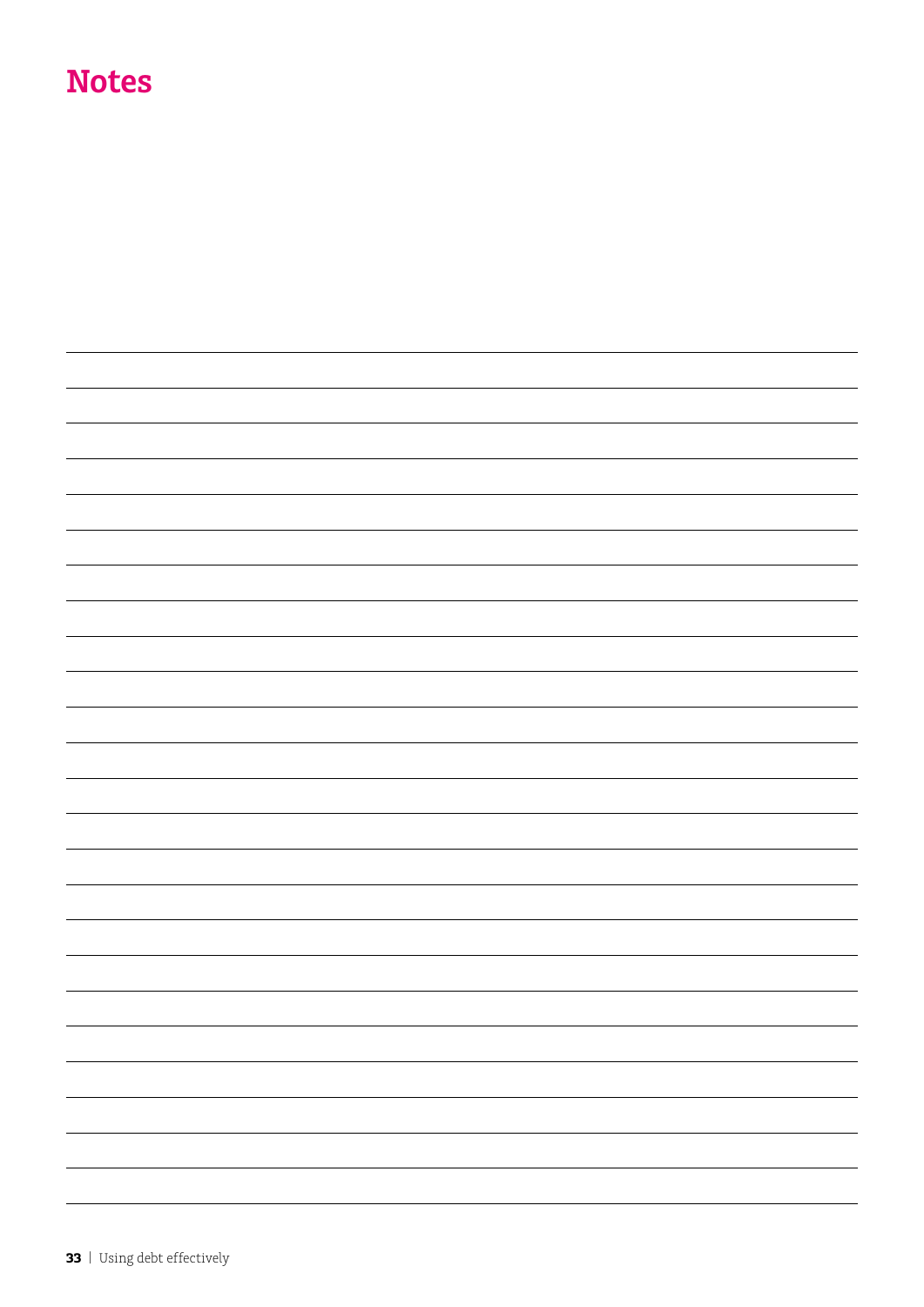# Notes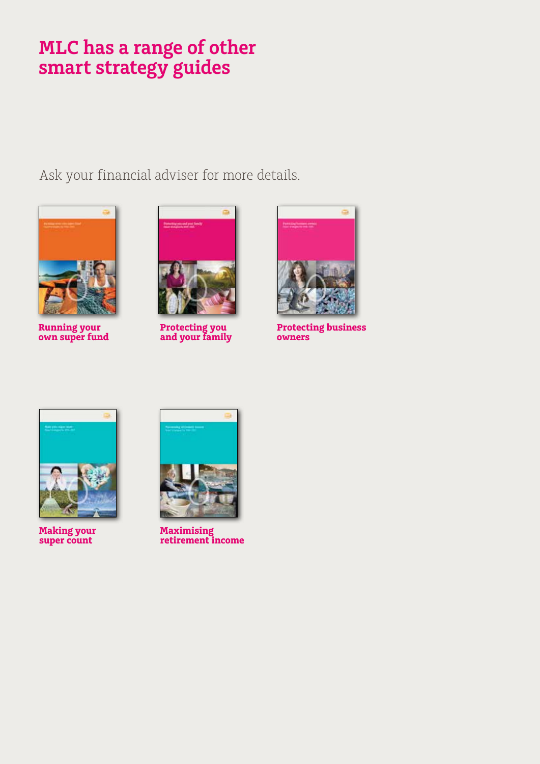# MLC has a range of other smart strategy guides

Ask your financial adviser for more details.

**Running your own super fund**

**Protecting you and your family**

**Protecting business owners**

**Making your super count**

**Maximising retirement income**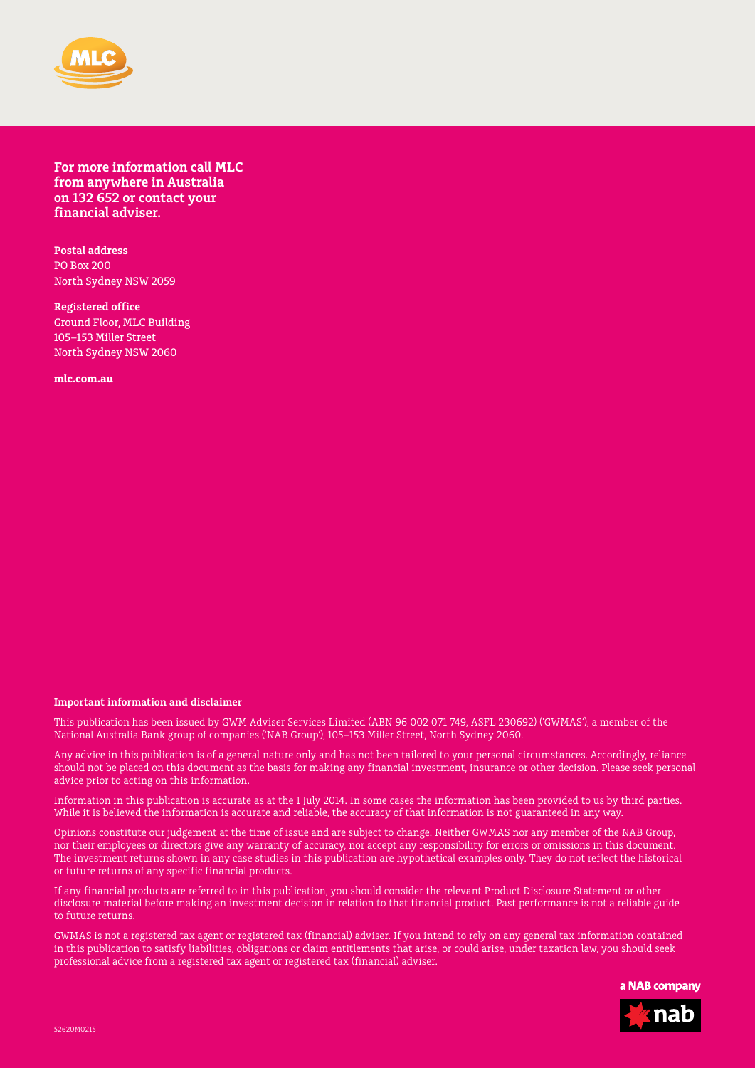**For more information call MLC from anywhere in Australia on 132 652 or contact your financial adviser.**

**Postal address**
PO Box 200
North Sydney NSW 2059

**Registered office**
Ground Floor, MLC Building
105–153 Miller Street
North Sydney NSW 2060

**mlc.com.au**

**Important information and disclaimer**

This publication has been issued by GWM Adviser Services Limited (ABN 96 002 071 749, ASFL 230692) ('GWMAS'), a member of the National Australia Bank group of companies ('NAB Group'), 105–153 Miller Street, North Sydney 2060.

Any advice in this publication is of a general nature only and has not been tailored to your personal circumstances. Accordingly, reliance should not be placed on this document as the basis for making any financial investment, insurance or other decision. Please seek personal advice prior to acting on this information.

Information in this publication is accurate as at the 1 July 2014. In some cases the information has been provided to us by third parties. While it is believed the information is accurate and reliable, the accuracy of that information is not guaranteed in any way.

Opinions constitute our judgement at the time of issue and are subject to change. Neither GWMAS nor any member of the NAB Group, nor their employees or directors give any warranty of accuracy, nor accept any responsibility for errors or omissions in this document. The investment returns shown in any case studies in this publication are hypothetical examples only. They do not reflect the historical or future returns of any specific financial products.

If any financial products are referred to in this publication, you should consider the relevant Product Disclosure Statement or other disclosure material before making an investment decision in relation to that financial product. Past performance is not a reliable guide to future returns.

GWMAS is not a registered tax agent or registered tax (financial) adviser. If you intend to rely on any general tax information contained in this publication to satisfy liabilities, obligations or claim entitlements that arise, or could arise, under taxation law, you should seek professional advice from a registered tax agent or registered tax (financial) adviser.

a NAB company

52620M0215